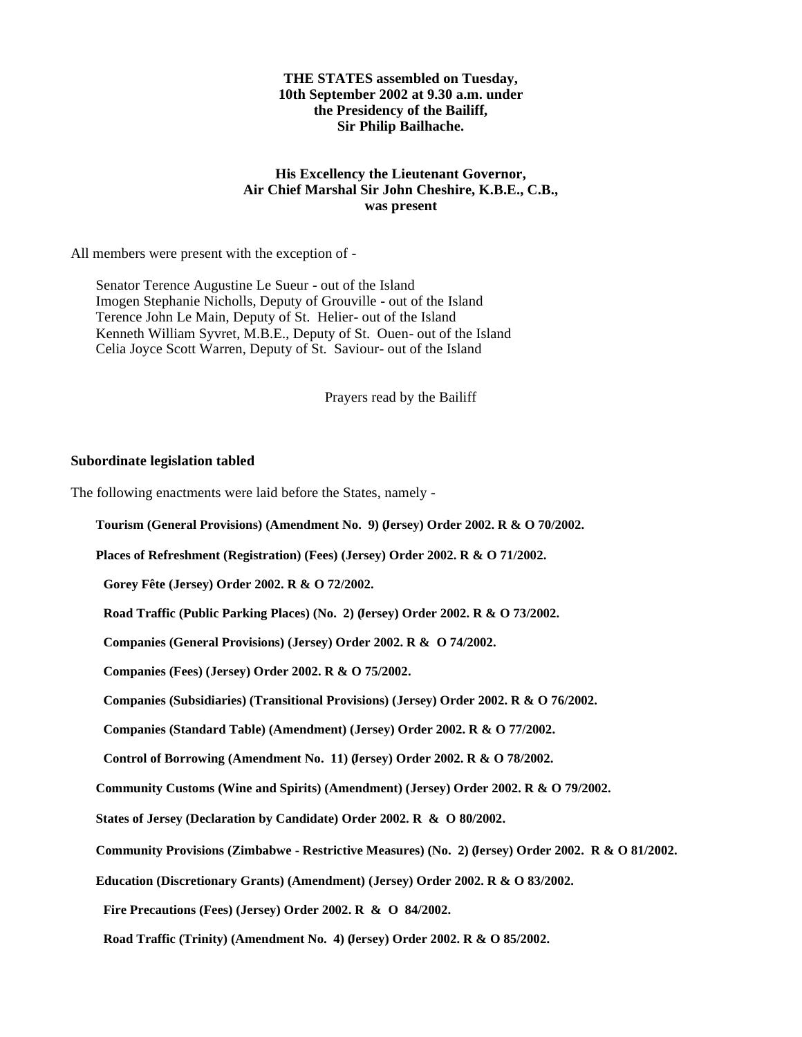**THE STATES assembled on Tuesday, 10th September 2002 at 9.30 a.m. under the Presidency of the Bailiff, Sir Philip Bailhache.**

**His Excellency the Lieutenant Governor, Air Chief Marshal Sir John Cheshire, K.B.E., C.B., was present**

All members were present with the exception of -

Senator Terence Augustine Le Sueur - out of the Island
Imogen Stephanie Nicholls, Deputy of Grouville - out of the Island
Terence John Le Main, Deputy of St. Helier- out of the Island
Kenneth William Syvret, M.B.E., Deputy of St. Ouen- out of the Island
Celia Joyce Scott Warren, Deputy of St. Saviour- out of the Island

Prayers read by the Bailiff

**Subordinate legislation tabled**

The following enactments were laid before the States, namely -

**Tourism (General Provisions) (Amendment No. 9) (Jersey) Order 2002. R & O 70/2002.**

**Places of Refreshment (Registration) (Fees) (Jersey) Order 2002. R & O 71/2002.**

**Gorey Fête (Jersey) Order 2002. R & O 72/2002.**

**Road Traffic (Public Parking Places) (No. 2) (Jersey) Order 2002. R & O 73/2002.**

**Companies (General Provisions) (Jersey) Order 2002. R & O 74/2002.**

**Companies (Fees) (Jersey) Order 2002. R & O 75/2002.**

**Companies (Subsidiaries) (Transitional Provisions) (Jersey) Order 2002. R & O 76/2002.**

**Companies (Standard Table) (Amendment) (Jersey) Order 2002. R & O 77/2002.**

**Control of Borrowing (Amendment No. 11) (Jersey) Order 2002. R & O 78/2002.**

**Community Customs (Wine and Spirits) (Amendment) (Jersey) Order 2002. R & O 79/2002.**

**States of Jersey (Declaration by Candidate) Order 2002. R & O 80/2002.**

**Community Provisions (Zimbabwe - Restrictive Measures) (No. 2) (Jersey) Order 2002. R & O 81/2002.**

**Education (Discretionary Grants) (Amendment) (Jersey) Order 2002. R & O 83/2002.**

**Fire Precautions (Fees) (Jersey) Order 2002. R & O 84/2002.**

**Road Traffic (Trinity) (Amendment No. 4) (Jersey) Order 2002. R & O 85/2002.**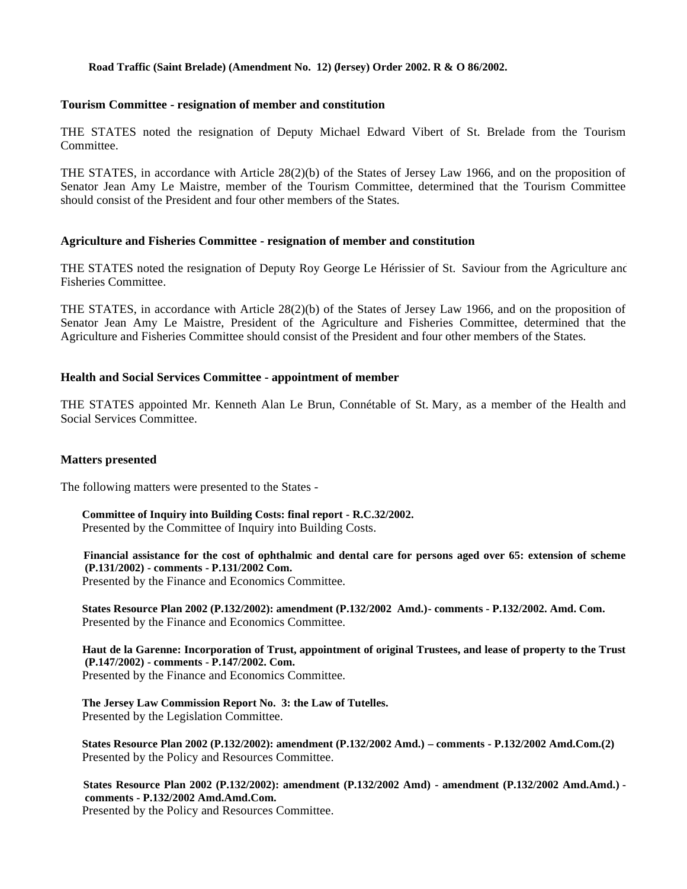**Road Traffic (Saint Brelade) (Amendment No. 12) (Jersey) Order 2002. R & O 86/2002.**

### Tourism Committee - resignation of member and constitution

THE STATES noted the resignation of Deputy Michael Edward Vibert of St. Brelade from the Tourism Committee.

THE STATES, in accordance with Article 28(2)(b) of the States of Jersey Law 1966, and on the proposition of Senator Jean Amy Le Maistre, member of the Tourism Committee, determined that the Tourism Committee should consist of the President and four other members of the States.

### Agriculture and Fisheries Committee - resignation of member and constitution

THE STATES noted the resignation of Deputy Roy George Le Hérissier of St. Saviour from the Agriculture and Fisheries Committee.

THE STATES, in accordance with Article 28(2)(b) of the States of Jersey Law 1966, and on the proposition of Senator Jean Amy Le Maistre, President of the Agriculture and Fisheries Committee, determined that the Agriculture and Fisheries Committee should consist of the President and four other members of the States.

### Health and Social Services Committee - appointment of member

THE STATES appointed Mr. Kenneth Alan Le Brun, Connétable of St. Mary, as a member of the Health and Social Services Committee.

### Matters presented

The following matters were presented to the States -

**Committee of Inquiry into Building Costs: final report - R.C.32/2002.**
Presented by the Committee of Inquiry into Building Costs.

**Financial assistance for the cost of ophthalmic and dental care for persons aged over 65: extension of scheme (P.131/2002) - comments - P.131/2002 Com.**
Presented by the Finance and Economics Committee.

**States Resource Plan 2002 (P.132/2002): amendment (P.132/2002 Amd.)- comments - P.132/2002. Amd. Com.**
Presented by the Finance and Economics Committee.

**Haut de la Garenne: Incorporation of Trust, appointment of original Trustees, and lease of property to the Trust (P.147/2002) - comments - P.147/2002. Com.**
Presented by the Finance and Economics Committee.

**The Jersey Law Commission Report No. 3: the Law of Tutelles.**
Presented by the Legislation Committee.

**States Resource Plan 2002 (P.132/2002): amendment (P.132/2002 Amd.) – comments - P.132/2002 Amd.Com.(2)**
Presented by the Policy and Resources Committee.

**States Resource Plan 2002 (P.132/2002): amendment (P.132/2002 Amd) - amendment (P.132/2002 Amd.Amd.) - comments - P.132/2002 Amd.Amd.Com.**
Presented by the Policy and Resources Committee.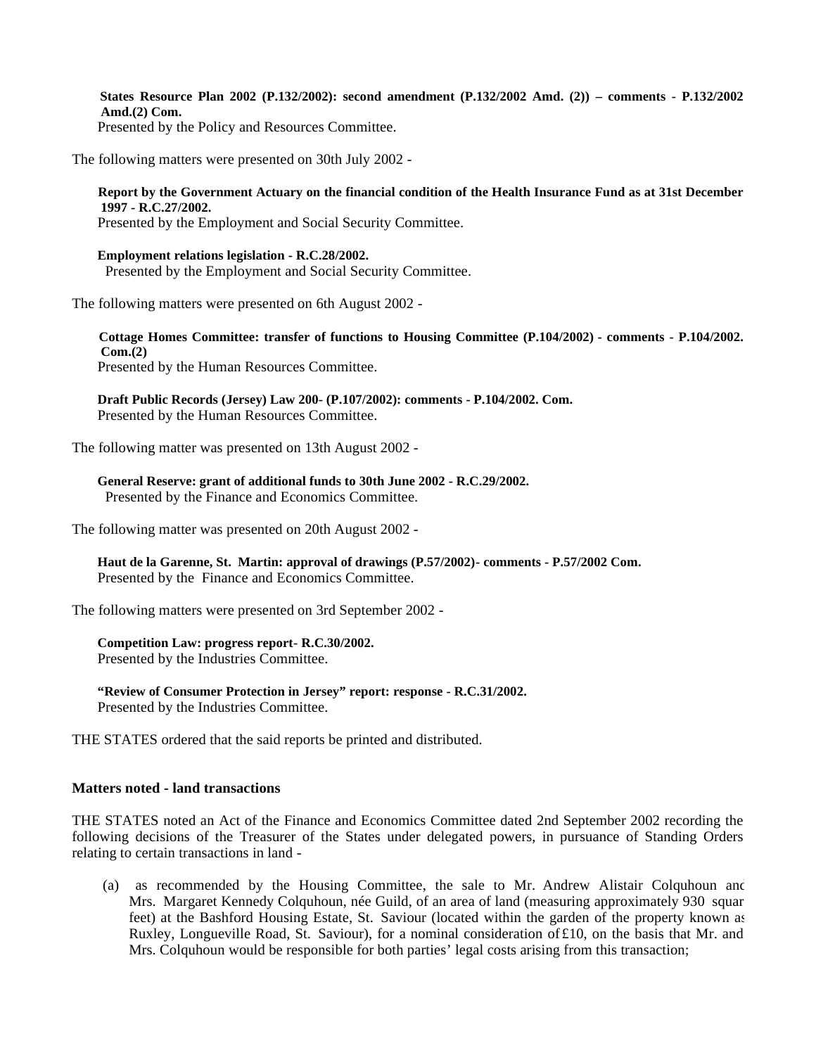**States Resource Plan 2002 (P.132/2002): second amendment (P.132/2002 Amd. (2)) – comments - P.132/2002 Amd.(2) Com.**
Presented by the Policy and Resources Committee.

The following matters were presented on 30th July 2002 -

**Report by the Government Actuary on the financial condition of the Health Insurance Fund as at 31st December 1997 - R.C.27/2002.**
Presented by the Employment and Social Security Committee.

**Employment relations legislation - R.C.28/2002.**
Presented by the Employment and Social Security Committee.

The following matters were presented on 6th August 2002 -

**Cottage Homes Committee: transfer of functions to Housing Committee (P.104/2002) - comments - P.104/2002. Com.(2)**
Presented by the Human Resources Committee.

**Draft Public Records (Jersey) Law 200- (P.107/2002): comments - P.104/2002. Com.**
Presented by the Human Resources Committee.

The following matter was presented on 13th August 2002 -

**General Reserve: grant of additional funds to 30th June 2002 - R.C.29/2002.**
Presented by the Finance and Economics Committee.

The following matter was presented on 20th August 2002 -

**Haut de la Garenne, St. Martin: approval of drawings (P.57/2002)- comments - P.57/2002 Com.**
Presented by the Finance and Economics Committee.

The following matters were presented on 3rd September 2002 -

**Competition Law: progress report- R.C.30/2002.**
Presented by the Industries Committee.

**“Review of Consumer Protection in Jersey” report: response - R.C.31/2002.**
Presented by the Industries Committee.

THE STATES ordered that the said reports be printed and distributed.

### Matters noted - land transactions

THE STATES noted an Act of the Finance and Economics Committee dated 2nd September 2002 recording the following decisions of the Treasurer of the States under delegated powers, in pursuance of Standing Orders relating to certain transactions in land -

(a) as recommended by the Housing Committee, the sale to Mr. Andrew Alistair Colquhoun and Mrs. Margaret Kennedy Colquhoun, née Guild, of an area of land (measuring approximately 930 square feet) at the Bashford Housing Estate, St. Saviour (located within the garden of the property known as Ruxley, Longueville Road, St. Saviour), for a nominal consideration of £10, on the basis that Mr. and Mrs. Colquhoun would be responsible for both parties’ legal costs arising from this transaction;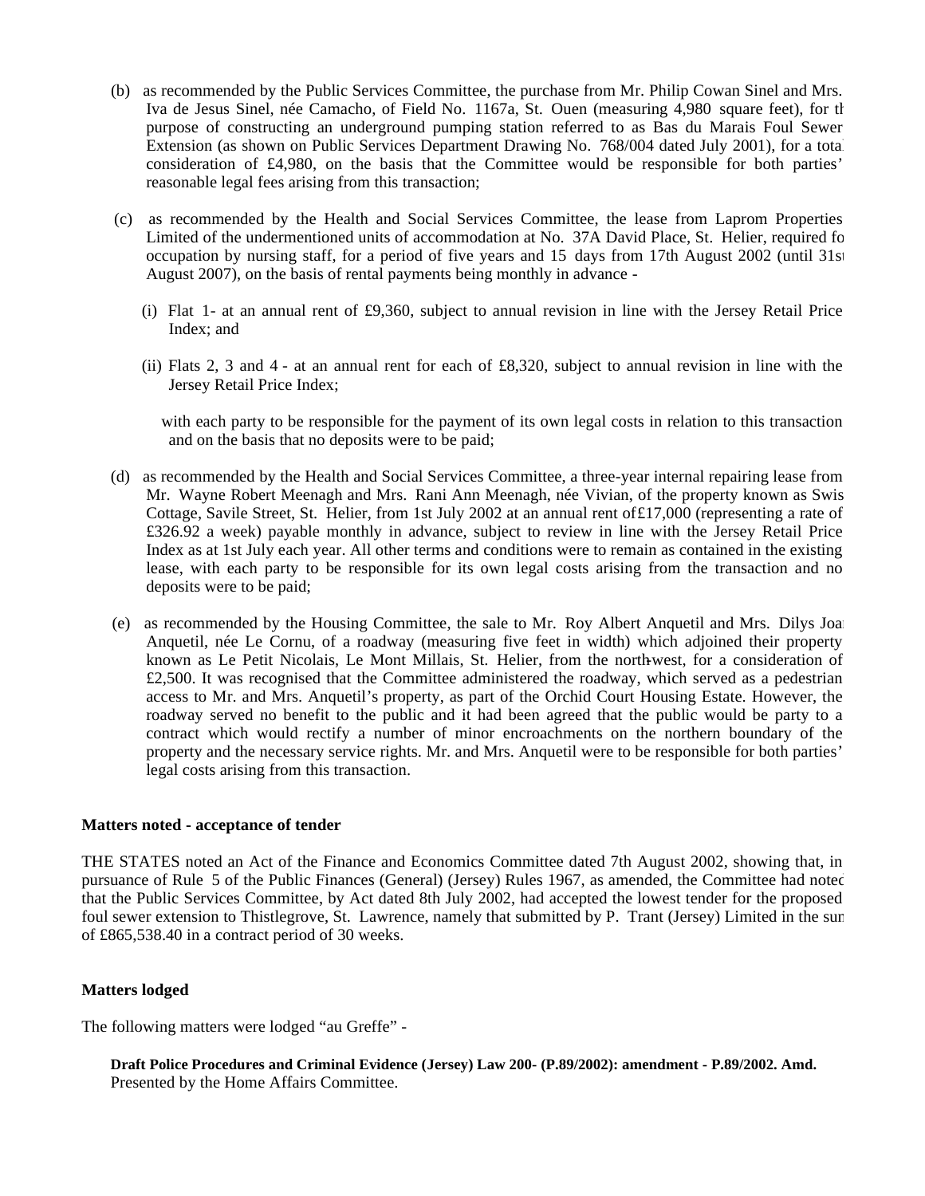(b) as recommended by the Public Services Committee, the purchase from Mr. Philip Cowan Sinel and Mrs. Iva de Jesus Sinel, née Camacho, of Field No. 1167a, St. Ouen (measuring 4,980 square feet), for the purpose of constructing an underground pumping station referred to as Bas du Marais Foul Sewer Extension (as shown on Public Services Department Drawing No. 768/004 dated July 2001), for a total consideration of £4,980, on the basis that the Committee would be responsible for both parties' reasonable legal fees arising from this transaction;

(c) as recommended by the Health and Social Services Committee, the lease from Laprom Properties Limited of the undermentioned units of accommodation at No. 37A David Place, St. Helier, required for occupation by nursing staff, for a period of five years and 15 days from 17th August 2002 (until 31st August 2007), on the basis of rental payments being monthly in advance -

(i) Flat 1- at an annual rent of £9,360, subject to annual revision in line with the Jersey Retail Price Index; and

(ii) Flats 2, 3 and 4 - at an annual rent for each of £8,320, subject to annual revision in line with the Jersey Retail Price Index;

with each party to be responsible for the payment of its own legal costs in relation to this transaction and on the basis that no deposits were to be paid;

(d) as recommended by the Health and Social Services Committee, a three-year internal repairing lease from Mr. Wayne Robert Meenagh and Mrs. Rani Ann Meenagh, née Vivian, of the property known as Swiss Cottage, Savile Street, St. Helier, from 1st July 2002 at an annual rent of £17,000 (representing a rate of £326.92 a week) payable monthly in advance, subject to review in line with the Jersey Retail Price Index as at 1st July each year. All other terms and conditions were to remain as contained in the existing lease, with each party to be responsible for its own legal costs arising from the transaction and no deposits were to be paid;

(e) as recommended by the Housing Committee, the sale to Mr. Roy Albert Anquetil and Mrs. Dilys Joan Anquetil, née Le Cornu, of a roadway (measuring five feet in width) which adjoined their property known as Le Petit Nicolais, Le Mont Millais, St. Helier, from the north-west, for a consideration of £2,500. It was recognised that the Committee administered the roadway, which served as a pedestrian access to Mr. and Mrs. Anquetil's property, as part of the Orchid Court Housing Estate. However, the roadway served no benefit to the public and it had been agreed that the public would be party to a contract which would rectify a number of minor encroachments on the northern boundary of the property and the necessary service rights. Mr. and Mrs. Anquetil were to be responsible for both parties' legal costs arising from this transaction.

**Matters noted - acceptance of tender**

THE STATES noted an Act of the Finance and Economics Committee dated 7th August 2002, showing that, in pursuance of Rule 5 of the Public Finances (General) (Jersey) Rules 1967, as amended, the Committee had noted that the Public Services Committee, by Act dated 8th July 2002, had accepted the lowest tender for the proposed foul sewer extension to Thistlegrove, St. Lawrence, namely that submitted by P. Trant (Jersey) Limited in the sum of £865,538.40 in a contract period of 30 weeks.

**Matters lodged**

The following matters were lodged "au Greffe" -

**Draft Police Procedures and Criminal Evidence (Jersey) Law 200- (P.89/2002): amendment - P.89/2002. Amd.**
Presented by the Home Affairs Committee.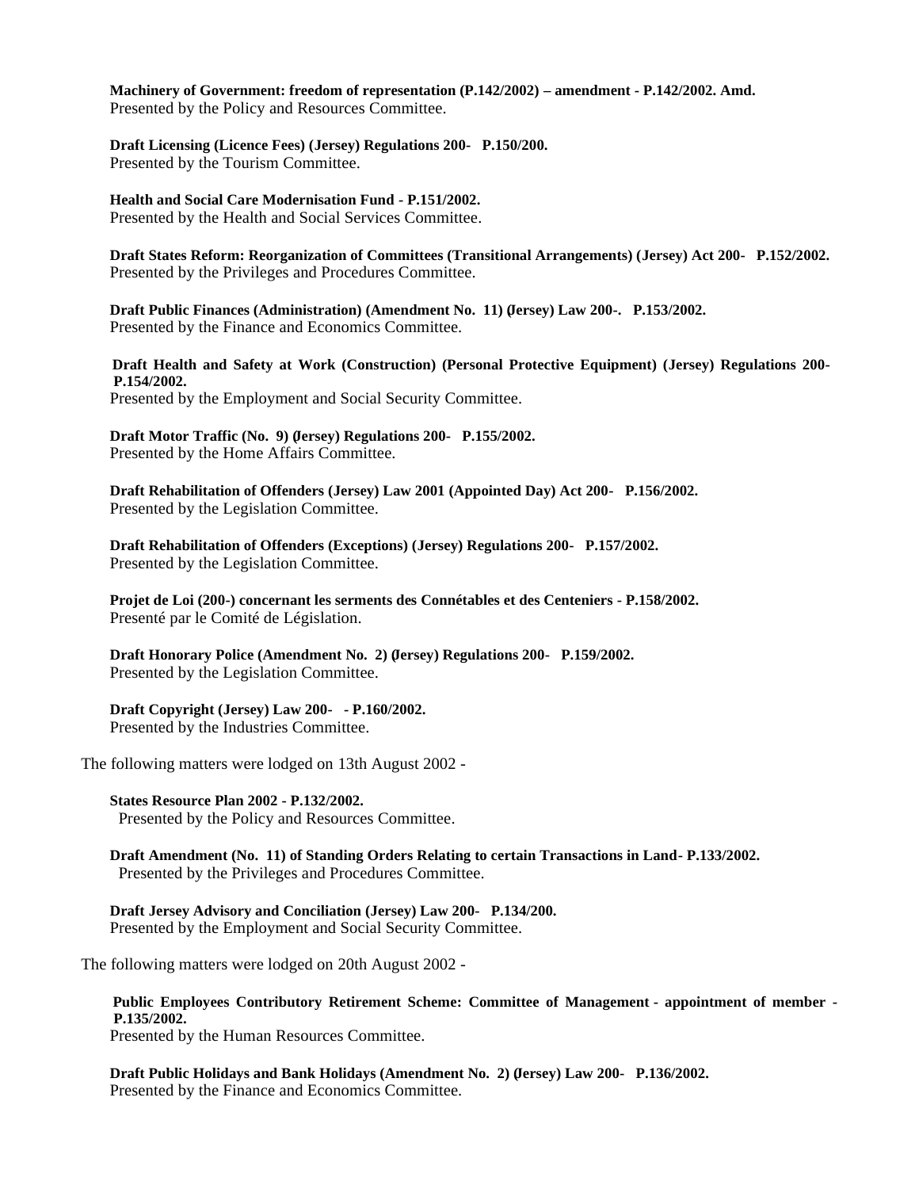**Machinery of Government: freedom of representation (P.142/2002) – amendment - P.142/2002. Amd.**
Presented by the Policy and Resources Committee.

**Draft Licensing (Licence Fees) (Jersey) Regulations 200- P.150/200.**
Presented by the Tourism Committee.

**Health and Social Care Modernisation Fund - P.151/2002.**
Presented by the Health and Social Services Committee.

**Draft States Reform: Reorganization of Committees (Transitional Arrangements) (Jersey) Act 200- P.152/2002.**
Presented by the Privileges and Procedures Committee.

**Draft Public Finances (Administration) (Amendment No. 11) (Jersey) Law 200-. P.153/2002.**
Presented by the Finance and Economics Committee.

**Draft Health and Safety at Work (Construction) (Personal Protective Equipment) (Jersey) Regulations 200- P.154/2002.**
Presented by the Employment and Social Security Committee.

**Draft Motor Traffic (No. 9) (Jersey) Regulations 200- P.155/2002.**
Presented by the Home Affairs Committee.

**Draft Rehabilitation of Offenders (Jersey) Law 2001 (Appointed Day) Act 200- P.156/2002.**
Presented by the Legislation Committee.

**Draft Rehabilitation of Offenders (Exceptions) (Jersey) Regulations 200- P.157/2002.**
Presented by the Legislation Committee.

**Projet de Loi (200-) concernant les serments des Connétables et des Centeniers - P.158/2002.**
Presenté par le Comité de Législation.

**Draft Honorary Police (Amendment No. 2) (Jersey) Regulations 200- P.159/2002.**
Presented by the Legislation Committee.

**Draft Copyright (Jersey) Law 200- - P.160/2002.**
Presented by the Industries Committee.

The following matters were lodged on 13th August 2002 -

**States Resource Plan 2002 - P.132/2002.**
Presented by the Policy and Resources Committee.

**Draft Amendment (No. 11) of Standing Orders Relating to certain Transactions in Land- P.133/2002.**
Presented by the Privileges and Procedures Committee.

**Draft Jersey Advisory and Conciliation (Jersey) Law 200- P.134/200.**
Presented by the Employment and Social Security Committee.

The following matters were lodged on 20th August 2002 -

**Public Employees Contributory Retirement Scheme: Committee of Management - appointment of member - P.135/2002.**
Presented by the Human Resources Committee.

**Draft Public Holidays and Bank Holidays (Amendment No. 2) (Jersey) Law 200- P.136/2002.**
Presented by the Finance and Economics Committee.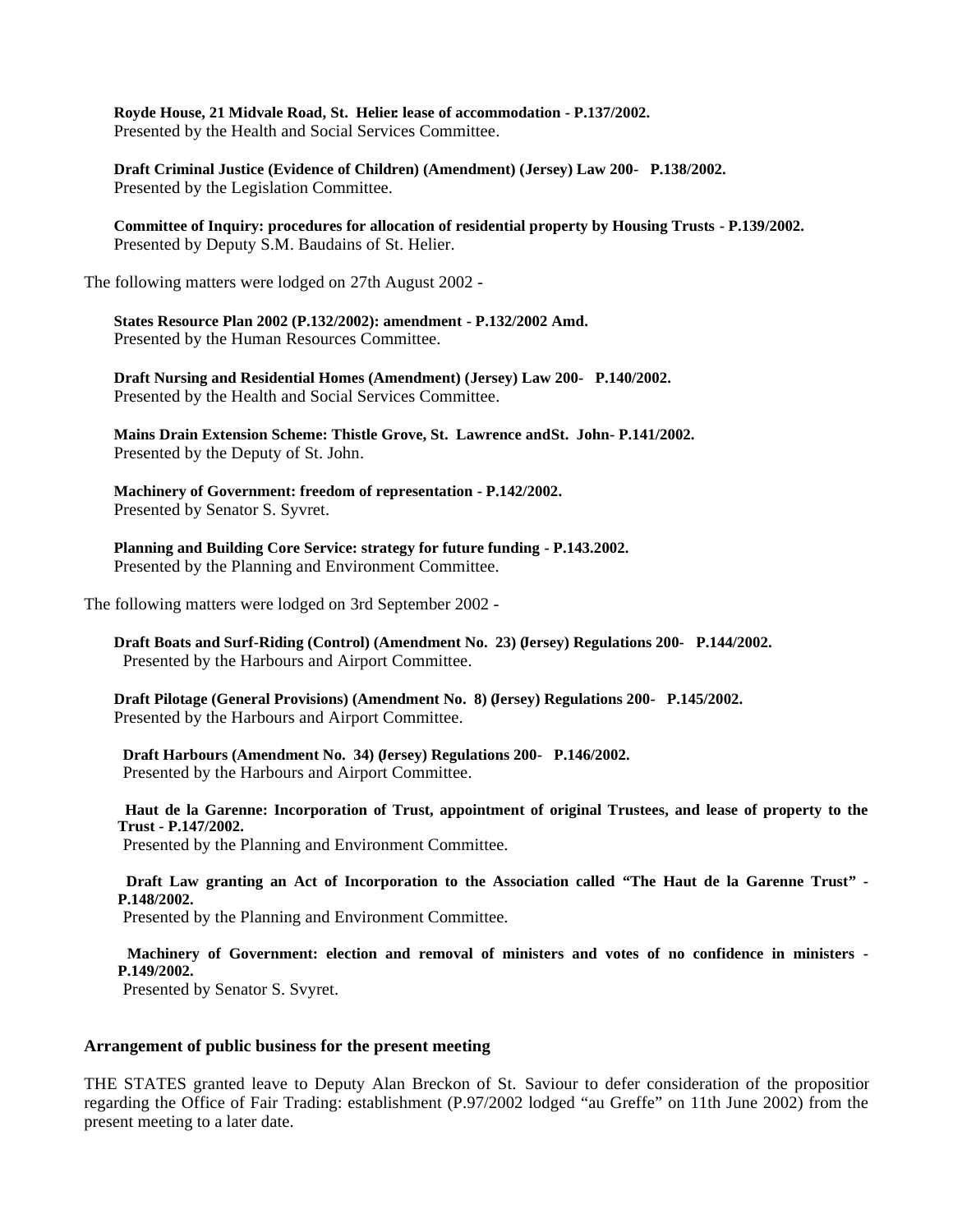**Royde House, 21 Midvale Road, St. Helier: lease of accommodation - P.137/2002.**
Presented by the Health and Social Services Committee.

**Draft Criminal Justice (Evidence of Children) (Amendment) (Jersey) Law 200- P.138/2002.**
Presented by the Legislation Committee.

**Committee of Inquiry: procedures for allocation of residential property by Housing Trusts - P.139/2002.**
Presented by Deputy S.M. Baudains of St. Helier.

The following matters were lodged on 27th August 2002 -

**States Resource Plan 2002 (P.132/2002): amendment - P.132/2002 Amd.**
Presented by the Human Resources Committee.

**Draft Nursing and Residential Homes (Amendment) (Jersey) Law 200- P.140/2002.**
Presented by the Health and Social Services Committee.

**Mains Drain Extension Scheme: Thistle Grove, St. Lawrence and St. John - P.141/2002.**
Presented by the Deputy of St. John.

**Machinery of Government: freedom of representation - P.142/2002.**
Presented by Senator S. Syvret.

**Planning and Building Core Service: strategy for future funding - P.143.2002.**
Presented by the Planning and Environment Committee.

The following matters were lodged on 3rd September 2002 -

**Draft Boats and Surf-Riding (Control) (Amendment No. 23) (Jersey) Regulations 200- P.144/2002.**
Presented by the Harbours and Airport Committee.

**Draft Pilotage (General Provisions) (Amendment No. 8) (Jersey) Regulations 200- P.145/2002.**
Presented by the Harbours and Airport Committee.

**Draft Harbours (Amendment No. 34) (Jersey) Regulations 200- P.146/2002.**
Presented by the Harbours and Airport Committee.

**Haut de la Garenne: Incorporation of Trust, appointment of original Trustees, and lease of property to the Trust - P.147/2002.**
Presented by the Planning and Environment Committee.

**Draft Law granting an Act of Incorporation to the Association called "The Haut de la Garenne Trust" - P.148/2002.**
Presented by the Planning and Environment Committee.

**Machinery of Government: election and removal of ministers and votes of no confidence in ministers - P.149/2002.**
Presented by Senator S. Svyret.

**Arrangement of public business for the present meeting**

THE STATES granted leave to Deputy Alan Breckon of St. Saviour to defer consideration of the proposition regarding the Office of Fair Trading: establishment (P.97/2002 lodged "au Greffe" on 11th June 2002) from the present meeting to a later date.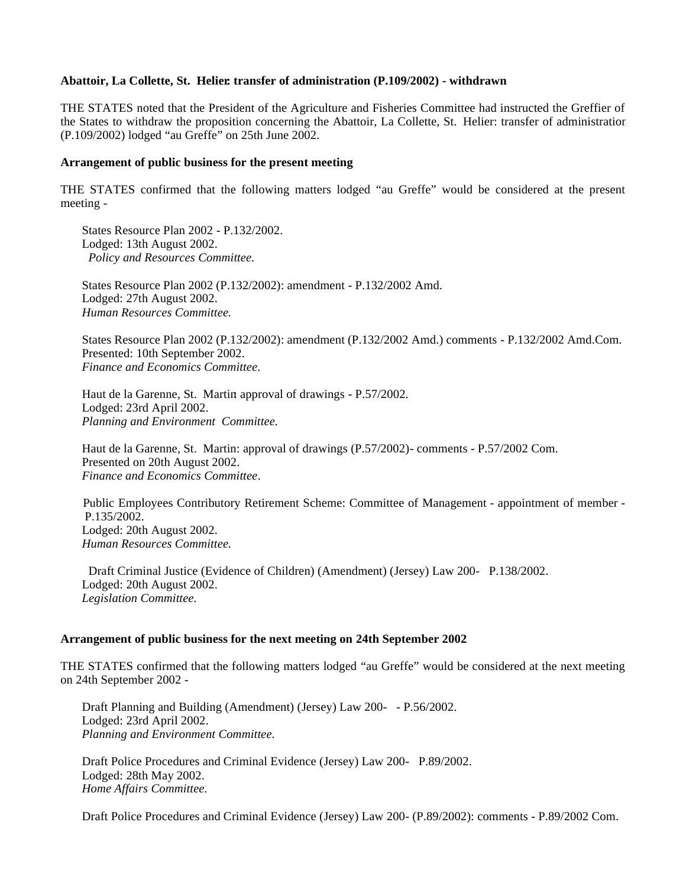**Abattoir, La Collette, St. Helier: transfer of administration (P.109/2002) - withdrawn**

THE STATES noted that the President of the Agriculture and Fisheries Committee had instructed the Greffier of the States to withdraw the proposition concerning the Abattoir, La Collette, St. Helier: transfer of administration (P.109/2002) lodged "au Greffe" on 25th June 2002.

**Arrangement of public business for the present meeting**

THE STATES confirmed that the following matters lodged "au Greffe" would be considered at the present meeting -

States Resource Plan 2002 - P.132/2002.
Lodged: 13th August 2002.
*Policy and Resources Committee.*

States Resource Plan 2002 (P.132/2002): amendment - P.132/2002 Amd.
Lodged: 27th August 2002.
*Human Resources Committee.*

States Resource Plan 2002 (P.132/2002): amendment (P.132/2002 Amd.) comments - P.132/2002 Amd.Com.
Presented: 10th September 2002.
*Finance and Economics Committee.*

Haut de la Garenne, St. Martin approval of drawings - P.57/2002.
Lodged: 23rd April 2002.
*Planning and Environment Committee.*

Haut de la Garenne, St. Martin: approval of drawings (P.57/2002)- comments - P.57/2002 Com.
Presented on 20th August 2002.
*Finance and Economics Committee.*

Public Employees Contributory Retirement Scheme: Committee of Management - appointment of member - P.135/2002.
Lodged: 20th August 2002.
*Human Resources Committee.*

Draft Criminal Justice (Evidence of Children) (Amendment) (Jersey) Law 200- P.138/2002.
Lodged: 20th August 2002.
*Legislation Committee.*

**Arrangement of public business for the next meeting on 24th September 2002**

THE STATES confirmed that the following matters lodged "au Greffe" would be considered at the next meeting on 24th September 2002 -

Draft Planning and Building (Amendment) (Jersey) Law 200- - P.56/2002.
Lodged: 23rd April 2002.
*Planning and Environment Committee.*

Draft Police Procedures and Criminal Evidence (Jersey) Law 200- P.89/2002.
Lodged: 28th May 2002.
*Home Affairs Committee.*

Draft Police Procedures and Criminal Evidence (Jersey) Law 200- (P.89/2002): comments - P.89/2002 Com.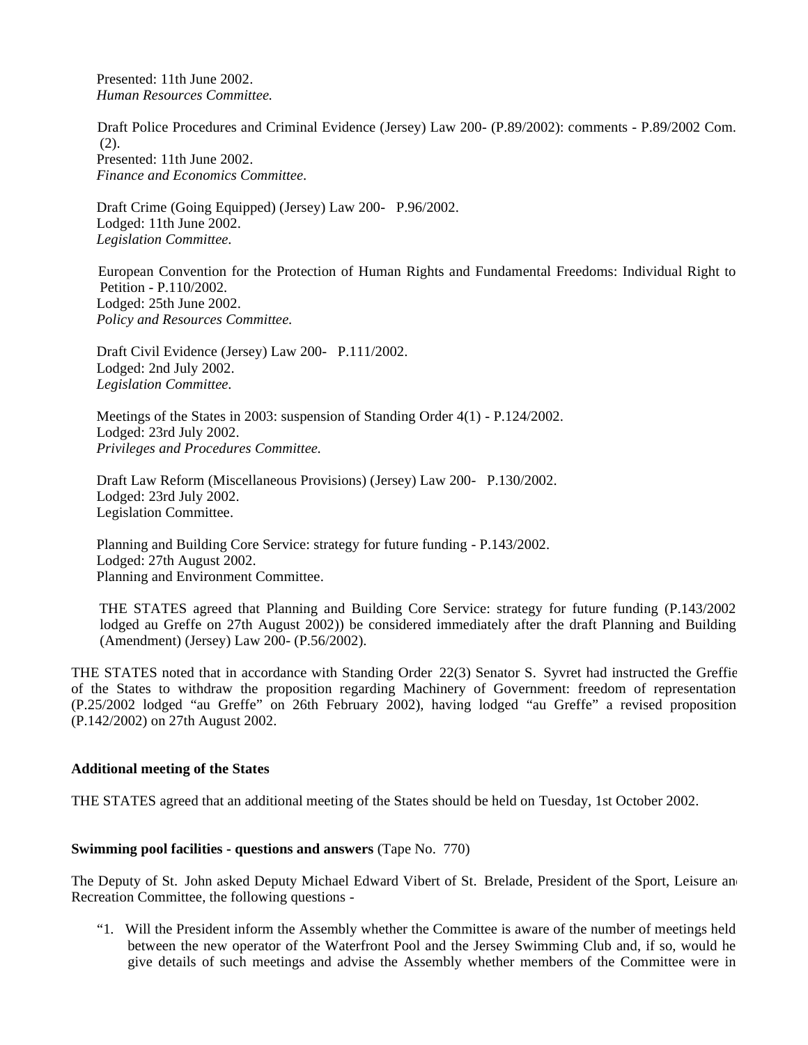Presented: 11th June 2002.
*Human Resources Committee.*

Draft Police Procedures and Criminal Evidence (Jersey) Law 200- (P.89/2002): comments - P.89/2002 Com. (2).
Presented: 11th June 2002.
*Finance and Economics Committee.*

Draft Crime (Going Equipped) (Jersey) Law 200- P.96/2002.
Lodged: 11th June 2002.
*Legislation Committee.*

European Convention for the Protection of Human Rights and Fundamental Freedoms: Individual Right to Petition - P.110/2002.
Lodged: 25th June 2002.
*Policy and Resources Committee.*

Draft Civil Evidence (Jersey) Law 200- P.111/2002.
Lodged: 2nd July 2002.
*Legislation Committee.*

Meetings of the States in 2003: suspension of Standing Order 4(1) - P.124/2002.
Lodged: 23rd July 2002.
*Privileges and Procedures Committee.*

Draft Law Reform (Miscellaneous Provisions) (Jersey) Law 200- P.130/2002.
Lodged: 23rd July 2002.
Legislation Committee.

Planning and Building Core Service: strategy for future funding - P.143/2002.
Lodged: 27th August 2002.
Planning and Environment Committee.

THE STATES agreed that Planning and Building Core Service: strategy for future funding (P.143/2002 lodged au Greffe on 27th August 2002)) be considered immediately after the draft Planning and Building (Amendment) (Jersey) Law 200- (P.56/2002).

THE STATES noted that in accordance with Standing Order 22(3) Senator S. Syvret had instructed the Greffier of the States to withdraw the proposition regarding Machinery of Government: freedom of representation (P.25/2002 lodged "au Greffe" on 26th February 2002), having lodged "au Greffe" a revised proposition (P.142/2002) on 27th August 2002.

**Additional meeting of the States**

THE STATES agreed that an additional meeting of the States should be held on Tuesday, 1st October 2002.

**Swimming pool facilities - questions and answers** (Tape No. 770)

The Deputy of St. John asked Deputy Michael Edward Vibert of St. Brelade, President of the Sport, Leisure and Recreation Committee, the following questions -

"1. Will the President inform the Assembly whether the Committee is aware of the number of meetings held between the new operator of the Waterfront Pool and the Jersey Swimming Club and, if so, would he give details of such meetings and advise the Assembly whether members of the Committee were in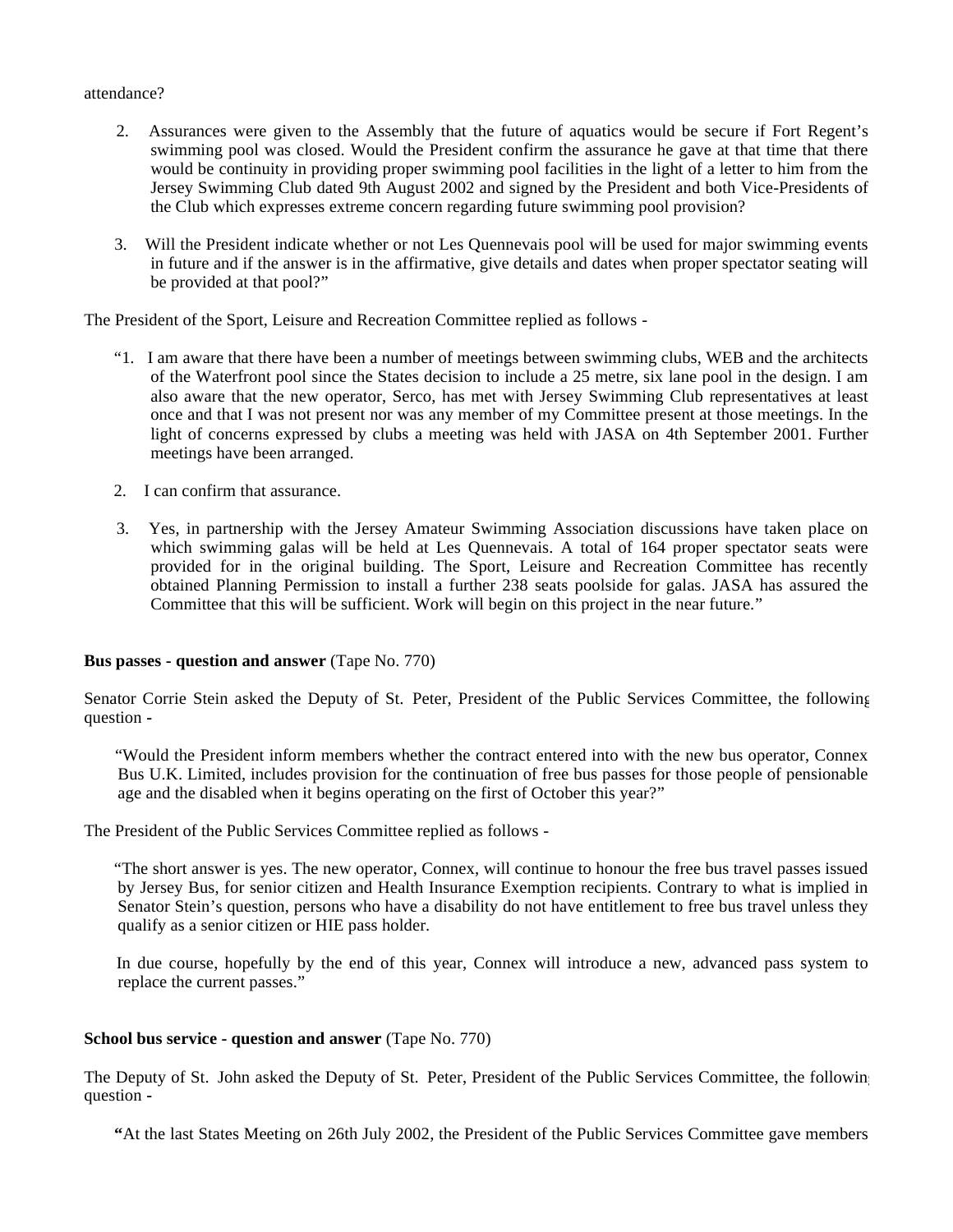attendance?

2. Assurances were given to the Assembly that the future of aquatics would be secure if Fort Regent's swimming pool was closed. Would the President confirm the assurance he gave at that time that there would be continuity in providing proper swimming pool facilities in the light of a letter to him from the Jersey Swimming Club dated 9th August 2002 and signed by the President and both Vice-Presidents of the Club which expresses extreme concern regarding future swimming pool provision?

3. Will the President indicate whether or not Les Quennevais pool will be used for major swimming events in future and if the answer is in the affirmative, give details and dates when proper spectator seating will be provided at that pool?"

The President of the Sport, Leisure and Recreation Committee replied as follows -

"1. I am aware that there have been a number of meetings between swimming clubs, WEB and the architects of the Waterfront pool since the States decision to include a 25 metre, six lane pool in the design. I am also aware that the new operator, Serco, has met with Jersey Swimming Club representatives at least once and that I was not present nor was any member of my Committee present at those meetings. In the light of concerns expressed by clubs a meeting was held with JASA on 4th September 2001. Further meetings have been arranged.

2. I can confirm that assurance.

3. Yes, in partnership with the Jersey Amateur Swimming Association discussions have taken place on which swimming galas will be held at Les Quennevais. A total of 164 proper spectator seats were provided for in the original building. The Sport, Leisure and Recreation Committee has recently obtained Planning Permission to install a further 238 seats poolside for galas. JASA has assured the Committee that this will be sufficient. Work will begin on this project in the near future."

**Bus passes - question and answer** (Tape No. 770)

Senator Corrie Stein asked the Deputy of St. Peter, President of the Public Services Committee, the following question -

"Would the President inform members whether the contract entered into with the new bus operator, Connex Bus U.K. Limited, includes provision for the continuation of free bus passes for those people of pensionable age and the disabled when it begins operating on the first of October this year?"

The President of the Public Services Committee replied as follows -

"The short answer is yes. The new operator, Connex, will continue to honour the free bus travel passes issued by Jersey Bus, for senior citizen and Health Insurance Exemption recipients. Contrary to what is implied in Senator Stein's question, persons who have a disability do not have entitlement to free bus travel unless they qualify as a senior citizen or HIE pass holder.

In due course, hopefully by the end of this year, Connex will introduce a new, advanced pass system to replace the current passes."

**School bus service - question and answer** (Tape No. 770)

The Deputy of St. John asked the Deputy of St. Peter, President of the Public Services Committee, the following question -

**"**At the last States Meeting on 26th July 2002, the President of the Public Services Committee gave members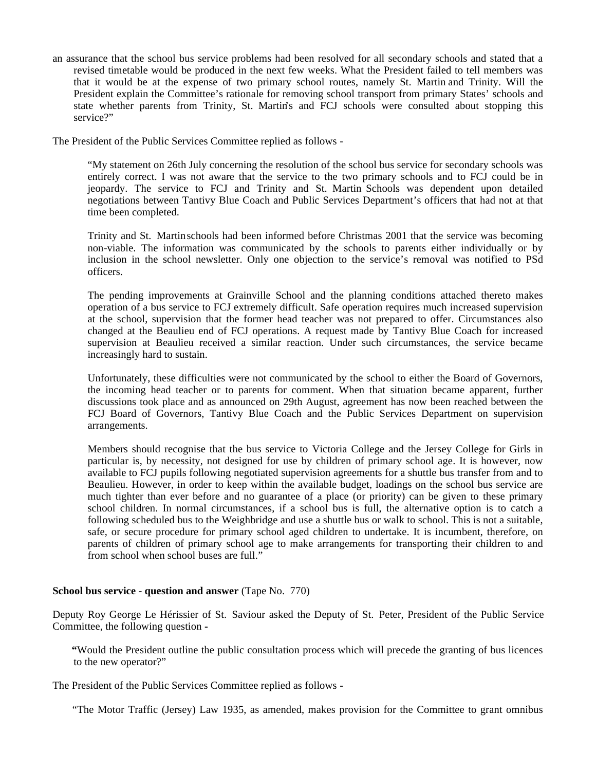an assurance that the school bus service problems had been resolved for all secondary schools and stated that a revised timetable would be produced in the next few weeks. What the President failed to tell members was that it would be at the expense of two primary school routes, namely St. Martin and Trinity. Will the President explain the Committee's rationale for removing school transport from primary States' schools and state whether parents from Trinity, St. Martin's and FCJ schools were consulted about stopping this service?"

The President of the Public Services Committee replied as follows -

> "My statement on 26th July concerning the resolution of the school bus service for secondary schools was entirely correct. I was not aware that the service to the two primary schools and to FCJ could be in jeopardy. The service to FCJ and Trinity and St. Martin Schools was dependent upon detailed negotiations between Tantivy Blue Coach and Public Services Department's officers that had not at that time been completed.
>
> Trinity and St. Martin schools had been informed before Christmas 2001 that the service was becoming non-viable. The information was communicated by the schools to parents either individually or by inclusion in the school newsletter. Only one objection to the service's removal was notified to PSd officers.
>
> The pending improvements at Grainville School and the planning conditions attached thereto makes operation of a bus service to FCJ extremely difficult. Safe operation requires much increased supervision at the school, supervision that the former head teacher was not prepared to offer. Circumstances also changed at the Beaulieu end of FCJ operations. A request made by Tantivy Blue Coach for increased supervision at Beaulieu received a similar reaction. Under such circumstances, the service became increasingly hard to sustain.
>
> Unfortunately, these difficulties were not communicated by the school to either the Board of Governors, the incoming head teacher or to parents for comment. When that situation became apparent, further discussions took place and as announced on 29th August, agreement has now been reached between the FCJ Board of Governors, Tantivy Blue Coach and the Public Services Department on supervision arrangements.
>
> Members should recognise that the bus service to Victoria College and the Jersey College for Girls in particular is, by necessity, not designed for use by children of primary school age. It is however, now available to FCJ pupils following negotiated supervision agreements for a shuttle bus transfer from and to Beaulieu. However, in order to keep within the available budget, loadings on the school bus service are much tighter than ever before and no guarantee of a place (or priority) can be given to these primary school children. In normal circumstances, if a school bus is full, the alternative option is to catch a following scheduled bus to the Weighbridge and use a shuttle bus or walk to school. This is not a suitable, safe, or secure procedure for primary school aged children to undertake. It is incumbent, therefore, on parents of children of primary school age to make arrangements for transporting their children to and from school when school buses are full."

**School bus service - question and answer** (Tape No. 770)

Deputy Roy George Le Hérissier of St. Saviour asked the Deputy of St. Peter, President of the Public Service Committee, the following question -

> "Would the President outline the public consultation process which will precede the granting of bus licences to the new operator?"

The President of the Public Services Committee replied as follows -

> "The Motor Traffic (Jersey) Law 1935, as amended, makes provision for the Committee to grant omnibus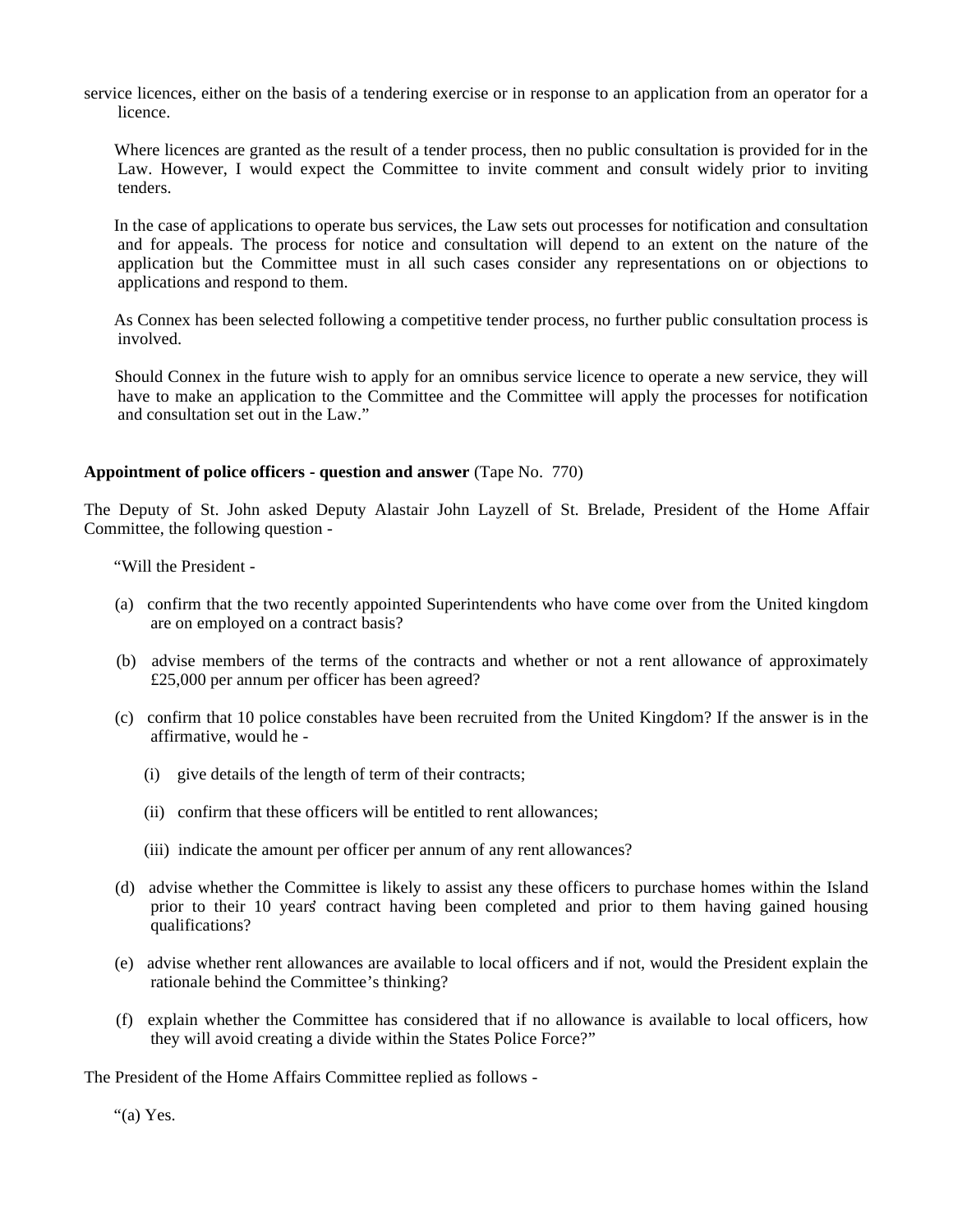service licences, either on the basis of a tendering exercise or in response to an application from an operator for a licence.

Where licences are granted as the result of a tender process, then no public consultation is provided for in the Law. However, I would expect the Committee to invite comment and consult widely prior to inviting tenders.

In the case of applications to operate bus services, the Law sets out processes for notification and consultation and for appeals. The process for notice and consultation will depend to an extent on the nature of the application but the Committee must in all such cases consider any representations on or objections to applications and respond to them.

As Connex has been selected following a competitive tender process, no further public consultation process is involved.

Should Connex in the future wish to apply for an omnibus service licence to operate a new service, they will have to make an application to the Committee and the Committee will apply the processes for notification and consultation set out in the Law."

**Appointment of police officers - question and answer** (Tape No. 770)

The Deputy of St. John asked Deputy Alastair John Layzell of St. Brelade, President of the Home Affair Committee, the following question -

"Will the President -

(a) confirm that the two recently appointed Superintendents who have come over from the United kingdom are on employed on a contract basis?

(b) advise members of the terms of the contracts and whether or not a rent allowance of approximately £25,000 per annum per officer has been agreed?

(c) confirm that 10 police constables have been recruited from the United Kingdom? If the answer is in the affirmative, would he -

  (i) give details of the length of term of their contracts;

  (ii) confirm that these officers will be entitled to rent allowances;

  (iii) indicate the amount per officer per annum of any rent allowances?

(d) advise whether the Committee is likely to assist any these officers to purchase homes within the Island prior to their 10 years' contract having been completed and prior to them having gained housing qualifications?

(e) advise whether rent allowances are available to local officers and if not, would the President explain the rationale behind the Committee's thinking?

(f) explain whether the Committee has considered that if no allowance is available to local officers, how they will avoid creating a divide within the States Police Force?"

The President of the Home Affairs Committee replied as follows -

"(a) Yes.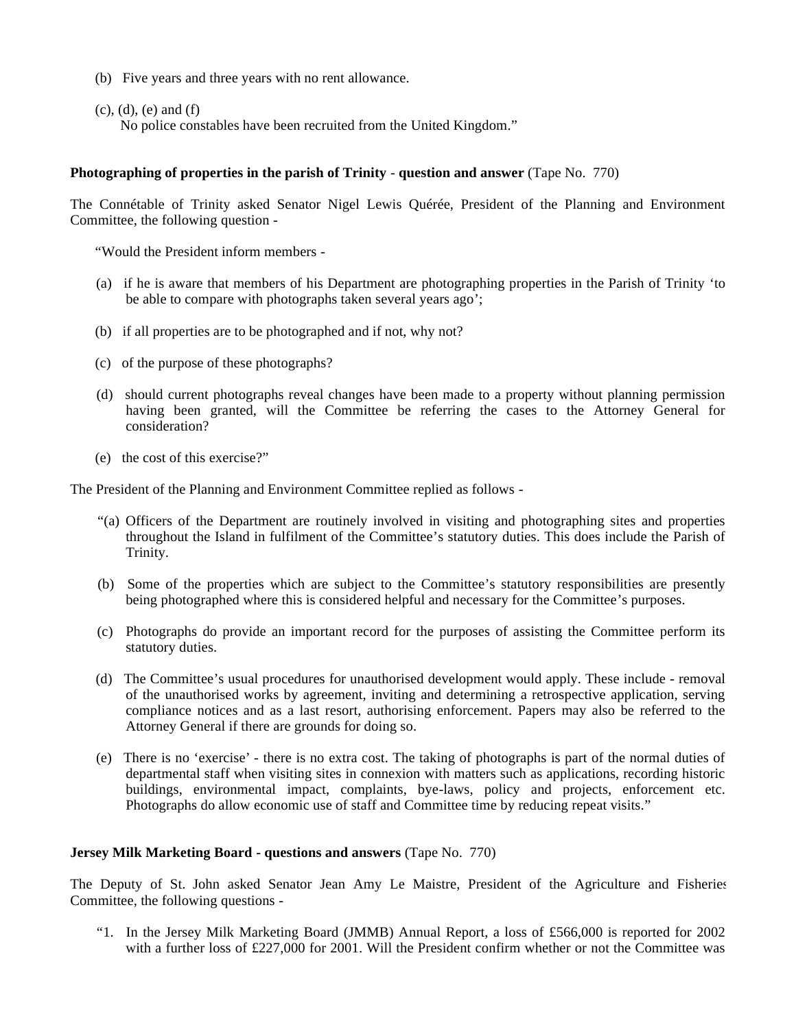(b) Five years and three years with no rent allowance.

(c), (d), (e) and (f)
No police constables have been recruited from the United Kingdom."

**Photographing of properties in the parish of Trinity - question and answer** (Tape No. 770)

The Connétable of Trinity asked Senator Nigel Lewis Quérée, President of the Planning and Environment Committee, the following question -

"Would the President inform members -

(a) if he is aware that members of his Department are photographing properties in the Parish of Trinity 'to be able to compare with photographs taken several years ago';

(b) if all properties are to be photographed and if not, why not?

(c) of the purpose of these photographs?

(d) should current photographs reveal changes have been made to a property without planning permission having been granted, will the Committee be referring the cases to the Attorney General for consideration?

(e) the cost of this exercise?"

The President of the Planning and Environment Committee replied as follows -

"(a) Officers of the Department are routinely involved in visiting and photographing sites and properties throughout the Island in fulfilment of the Committee's statutory duties. This does include the Parish of Trinity.

(b) Some of the properties which are subject to the Committee's statutory responsibilities are presently being photographed where this is considered helpful and necessary for the Committee's purposes.

(c) Photographs do provide an important record for the purposes of assisting the Committee perform its statutory duties.

(d) The Committee's usual procedures for unauthorised development would apply. These include - removal of the unauthorised works by agreement, inviting and determining a retrospective application, serving compliance notices and as a last resort, authorising enforcement. Papers may also be referred to the Attorney General if there are grounds for doing so.

(e) There is no 'exercise' - there is no extra cost. The taking of photographs is part of the normal duties of departmental staff when visiting sites in connexion with matters such as applications, recording historic buildings, environmental impact, complaints, bye-laws, policy and projects, enforcement etc. Photographs do allow economic use of staff and Committee time by reducing repeat visits."

**Jersey Milk Marketing Board - questions and answers** (Tape No. 770)

The Deputy of St. John asked Senator Jean Amy Le Maistre, President of the Agriculture and Fisheries Committee, the following questions -

"1. In the Jersey Milk Marketing Board (JMMB) Annual Report, a loss of £566,000 is reported for 2002 with a further loss of £227,000 for 2001. Will the President confirm whether or not the Committee was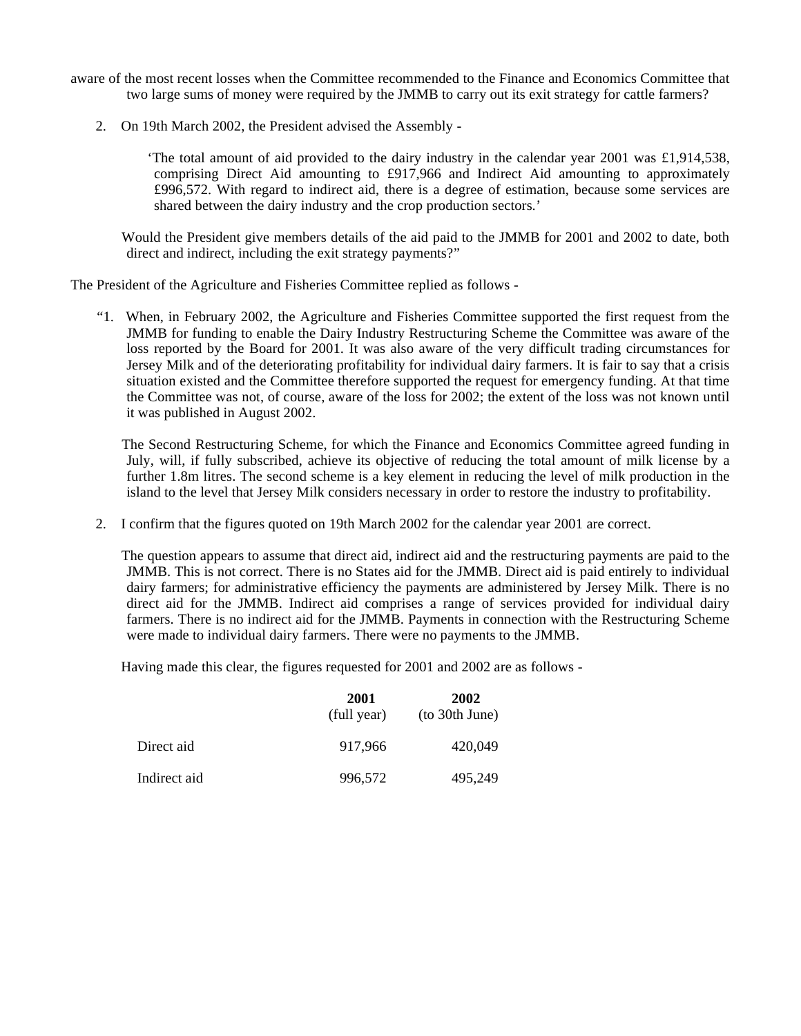aware of the most recent losses when the Committee recommended to the Finance and Economics Committee that two large sums of money were required by the JMMB to carry out its exit strategy for cattle farmers?

2. On 19th March 2002, the President advised the Assembly -

> 'The total amount of aid provided to the dairy industry in the calendar year 2001 was £1,914,538, comprising Direct Aid amounting to £917,966 and Indirect Aid amounting to approximately £996,572. With regard to indirect aid, there is a degree of estimation, because some services are shared between the dairy industry and the crop production sectors.'

Would the President give members details of the aid paid to the JMMB for 2001 and 2002 to date, both direct and indirect, including the exit strategy payments?"

The President of the Agriculture and Fisheries Committee replied as follows -

"1. When, in February 2002, the Agriculture and Fisheries Committee supported the first request from the JMMB for funding to enable the Dairy Industry Restructuring Scheme the Committee was aware of the loss reported by the Board for 2001. It was also aware of the very difficult trading circumstances for Jersey Milk and of the deteriorating profitability for individual dairy farmers. It is fair to say that a crisis situation existed and the Committee therefore supported the request for emergency funding. At that time the Committee was not, of course, aware of the loss for 2002; the extent of the loss was not known until it was published in August 2002.

The Second Restructuring Scheme, for which the Finance and Economics Committee agreed funding in July, will, if fully subscribed, achieve its objective of reducing the total amount of milk license by a further 1.8m litres. The second scheme is a key element in reducing the level of milk production in the island to the level that Jersey Milk considers necessary in order to restore the industry to profitability.

2. I confirm that the figures quoted on 19th March 2002 for the calendar year 2001 are correct.

The question appears to assume that direct aid, indirect aid and the restructuring payments are paid to the JMMB. This is not correct. There is no States aid for the JMMB. Direct aid is paid entirely to individual dairy farmers; for administrative efficiency the payments are administered by Jersey Milk. There is no direct aid for the JMMB. Indirect aid comprises a range of services provided for individual dairy farmers. There is no indirect aid for the JMMB. Payments in connection with the Restructuring Scheme were made to individual dairy farmers. There were no payments to the JMMB.

Having made this clear, the figures requested for 2001 and 2002 are as follows -

| | **2001** (full year) | **2002** (to 30th June) |
|---|---|---|
| Direct aid | 917,966 | 420,049 |
| Indirect aid | 996,572 | 495,249 |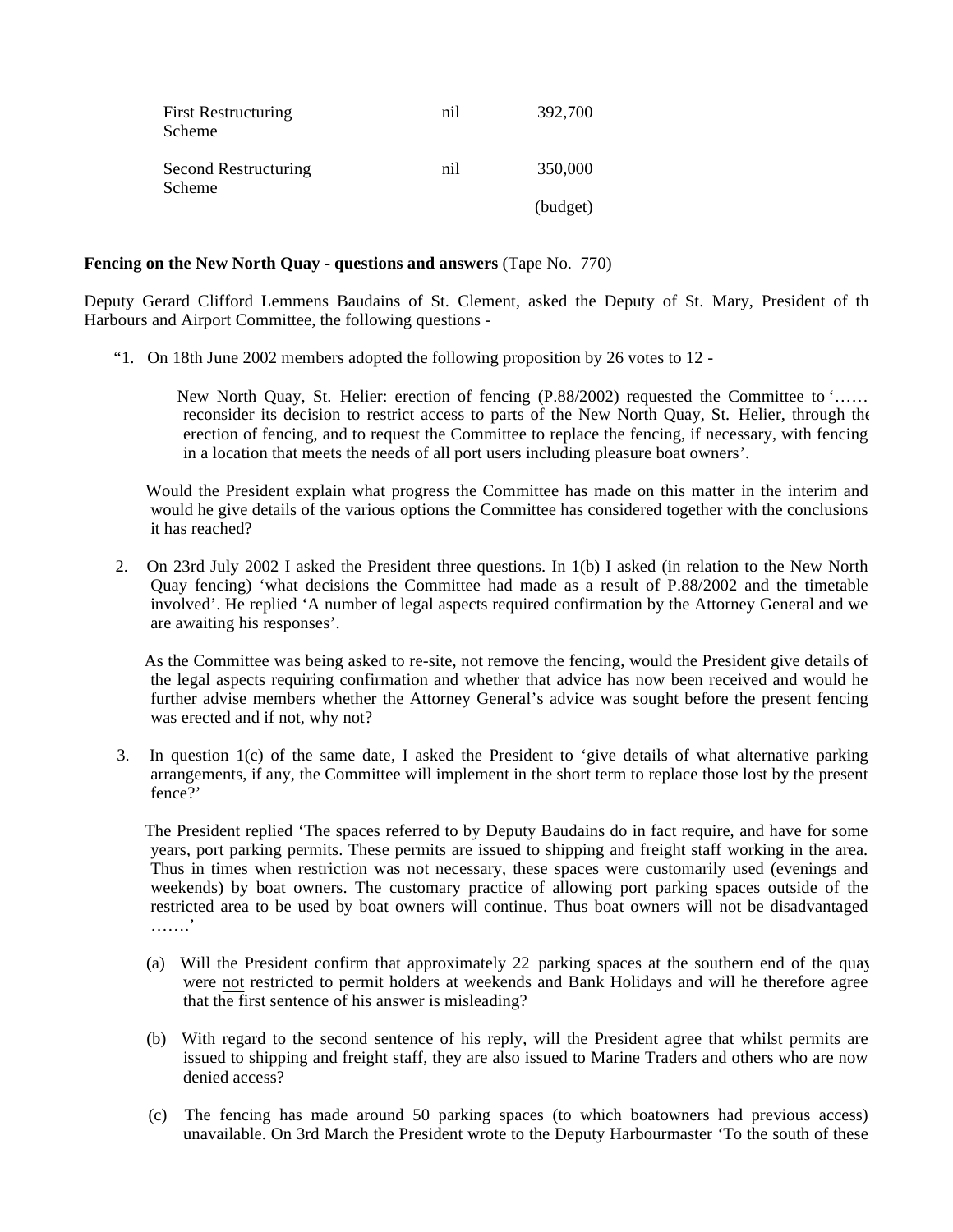| | | |
|---|---|---|
| First Restructuring Scheme | nil | 392,700 |
| Second Restructuring Scheme | nil | 350,000 (budget) |

**Fencing on the New North Quay - questions and answers** (Tape No. 770)

Deputy Gerard Clifford Lemmens Baudains of St. Clement, asked the Deputy of St. Mary, President of the Harbours and Airport Committee, the following questions -

“1. On 18th June 2002 members adopted the following proposition by 26 votes to 12 -

> New North Quay, St. Helier: erection of fencing (P.88/2002) requested the Committee to ‘…… reconsider its decision to restrict access to parts of the New North Quay, St. Helier, through the erection of fencing, and to request the Committee to replace the fencing, if necessary, with fencing in a location that meets the needs of all port users including pleasure boat owners’.

Would the President explain what progress the Committee has made on this matter in the interim and would he give details of the various options the Committee has considered together with the conclusions it has reached?

2. On 23rd July 2002 I asked the President three questions. In 1(b) I asked (in relation to the New North Quay fencing) ‘what decisions the Committee had made as a result of P.88/2002 and the timetable involved’. He replied ‘A number of legal aspects required confirmation by the Attorney General and we are awaiting his responses’.

As the Committee was being asked to re-site, not remove the fencing, would the President give details of the legal aspects requiring confirmation and whether that advice has now been received and would he further advise members whether the Attorney General’s advice was sought before the present fencing was erected and if not, why not?

3. In question 1(c) of the same date, I asked the President to ‘give details of what alternative parking arrangements, if any, the Committee will implement in the short term to replace those lost by the present fence?’

The President replied ‘The spaces referred to by Deputy Baudains do in fact require, and have for some years, port parking permits. These permits are issued to shipping and freight staff working in the area. Thus in times when restriction was not necessary, these spaces were customarily used (evenings and weekends) by boat owners. The customary practice of allowing port parking spaces outside of the restricted area to be used by boat owners will continue. Thus boat owners will not be disadvantaged …….’

(a) Will the President confirm that approximately 22 parking spaces at the southern end of the quay were <u>not</u> restricted to permit holders at weekends and Bank Holidays and will he therefore agree that the first sentence of his answer is misleading?

(b) With regard to the second sentence of his reply, will the President agree that whilst permits are issued to shipping and freight staff, they are also issued to Marine Traders and others who are now denied access?

(c) The fencing has made around 50 parking spaces (to which boatowners had previous access) unavailable. On 3rd March the President wrote to the Deputy Harbourmaster ‘To the south of these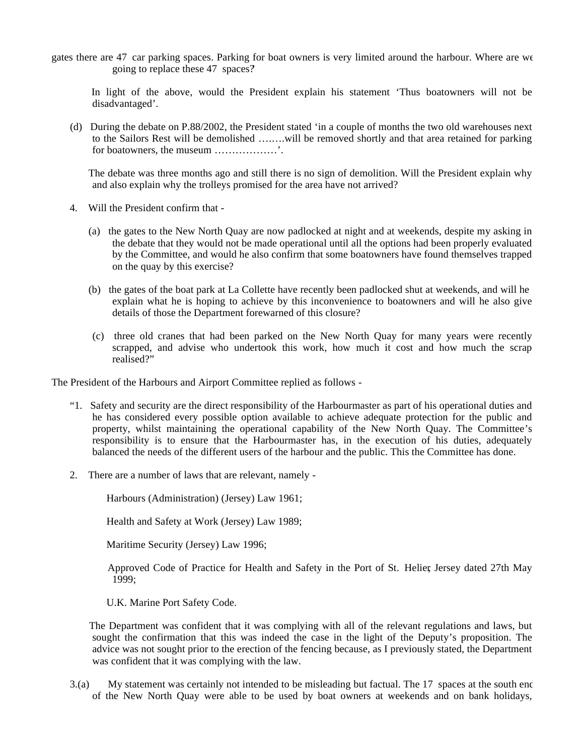gates there are 47 car parking spaces. Parking for boat owners is very limited around the harbour. Where are we going to replace these 47 spaces?

In light of the above, would the President explain his statement 'Thus boatowners will not be disadvantaged'.

(d) During the debate on P.88/2002, the President stated 'in a couple of months the two old warehouses next to the Sailors Rest will be demolished ……will be removed shortly and that area retained for parking for boatowners, the museum ………………'.

The debate was three months ago and still there is no sign of demolition. Will the President explain why and also explain why the trolleys promised for the area have not arrived?

4. Will the President confirm that -

(a) the gates to the New North Quay are now padlocked at night and at weekends, despite my asking in the debate that they would not be made operational until all the options had been properly evaluated by the Committee, and would he also confirm that some boatowners have found themselves trapped on the quay by this exercise?

(b) the gates of the boat park at La Collette have recently been padlocked shut at weekends, and will he explain what he is hoping to achieve by this inconvenience to boatowners and will he also give details of those the Department forewarned of this closure?

(c) three old cranes that had been parked on the New North Quay for many years were recently scrapped, and advise who undertook this work, how much it cost and how much the scrap realised?"

The President of the Harbours and Airport Committee replied as follows -

"1. Safety and security are the direct responsibility of the Harbourmaster as part of his operational duties and he has considered every possible option available to achieve adequate protection for the public and property, whilst maintaining the operational capability of the New North Quay. The Committee's responsibility is to ensure that the Harbourmaster has, in the execution of his duties, adequately balanced the needs of the different users of the harbour and the public. This the Committee has done.

2. There are a number of laws that are relevant, namely -

Harbours (Administration) (Jersey) Law 1961;

Health and Safety at Work (Jersey) Law 1989;

Maritime Security (Jersey) Law 1996;

Approved Code of Practice for Health and Safety in the Port of St. Helier, Jersey dated 27th May 1999;

U.K. Marine Port Safety Code.

The Department was confident that it was complying with all of the relevant regulations and laws, but sought the confirmation that this was indeed the case in the light of the Deputy's proposition. The advice was not sought prior to the erection of the fencing because, as I previously stated, the Department was confident that it was complying with the law.

3.(a) My statement was certainly not intended to be misleading but factual. The 17 spaces at the south end of the New North Quay were able to be used by boat owners at weekends and on bank holidays,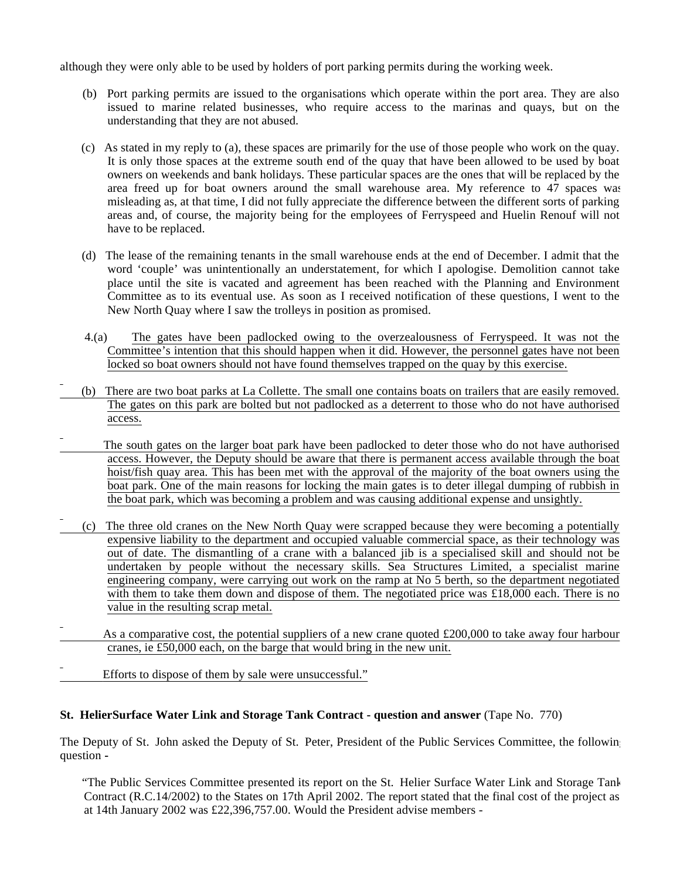although they were only able to be used by holders of port parking permits during the working week.

(b) Port parking permits are issued to the organisations which operate within the port area. They are also issued to marine related businesses, who require access to the marinas and quays, but on the understanding that they are not abused.

(c) As stated in my reply to (a), these spaces are primarily for the use of those people who work on the quay. It is only those spaces at the extreme south end of the quay that have been allowed to be used by boat owners on weekends and bank holidays. These particular spaces are the ones that will be replaced by the area freed up for boat owners around the small warehouse area. My reference to 47 spaces was misleading as, at that time, I did not fully appreciate the difference between the different sorts of parking areas and, of course, the majority being for the employees of Ferryspeed and Huelin Renouf will not have to be replaced.

(d) The lease of the remaining tenants in the small warehouse ends at the end of December. I admit that the word 'couple' was unintentionally an understatement, for which I apologise. Demolition cannot take place until the site is vacated and agreement has been reached with the Planning and Environment Committee as to its eventual use. As soon as I received notification of these questions, I went to the New North Quay where I saw the trolleys in position as promised.

4.(a) The gates have been padlocked owing to the overzealousness of Ferryspeed. It was not the Committee's intention that this should happen when it did. However, the personnel gates have not been locked so boat owners should not have found themselves trapped on the quay by this exercise.

(b) There are two boat parks at La Collette. The small one contains boats on trailers that are easily removed. The gates on this park are bolted but not padlocked as a deterrent to those who do not have authorised access.

The south gates on the larger boat park have been padlocked to deter those who do not have authorised access. However, the Deputy should be aware that there is permanent access available through the boat hoist/fish quay area. This has been met with the approval of the majority of the boat owners using the boat park. One of the main reasons for locking the main gates is to deter illegal dumping of rubbish in the boat park, which was becoming a problem and was causing additional expense and unsightly.

(c) The three old cranes on the New North Quay were scrapped because they were becoming a potentially expensive liability to the department and occupied valuable commercial space, as their technology was out of date. The dismantling of a crane with a balanced jib is a specialised skill and should not be undertaken by people without the necessary skills. Sea Structures Limited, a specialist marine engineering company, were carrying out work on the ramp at No 5 berth, so the department negotiated with them to take them down and dispose of them. The negotiated price was £18,000 each. There is no value in the resulting scrap metal.

As a comparative cost, the potential suppliers of a new crane quoted £200,000 to take away four harbour cranes, ie £50,000 each, on the barge that would bring in the new unit.

Efforts to dispose of them by sale were unsuccessful."

**St. HelierSurface Water Link and Storage Tank Contract - question and answer** (Tape No. 770)

The Deputy of St. John asked the Deputy of St. Peter, President of the Public Services Committee, the following question -

"The Public Services Committee presented its report on the St. Helier Surface Water Link and Storage Tank Contract (R.C.14/2002) to the States on 17th April 2002. The report stated that the final cost of the project as at 14th January 2002 was £22,396,757.00. Would the President advise members -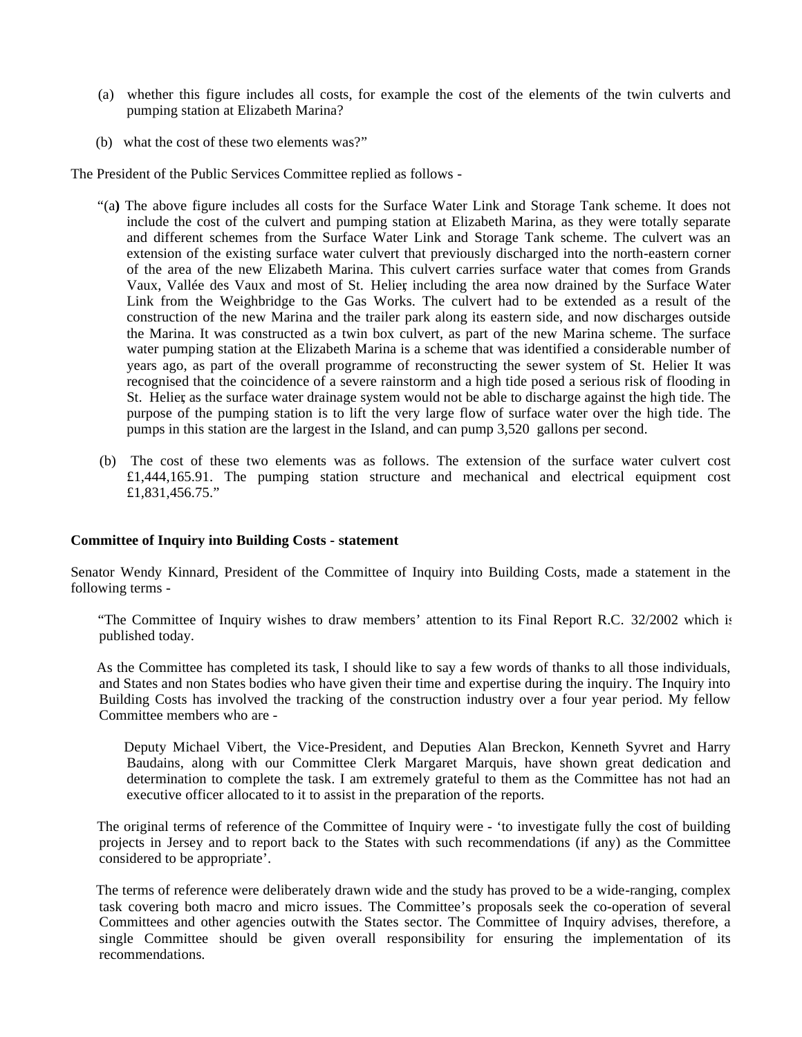(a) whether this figure includes all costs, for example the cost of the elements of the twin culverts and pumping station at Elizabeth Marina?

(b) what the cost of these two elements was?"

The President of the Public Services Committee replied as follows -

"(a) The above figure includes all costs for the Surface Water Link and Storage Tank scheme. It does not include the cost of the culvert and pumping station at Elizabeth Marina, as they were totally separate and different schemes from the Surface Water Link and Storage Tank scheme. The culvert was an extension of the existing surface water culvert that previously discharged into the north-eastern corner of the area of the new Elizabeth Marina. This culvert carries surface water that comes from Grands Vaux, Vallée des Vaux and most of St. Helier, including the area now drained by the Surface Water Link from the Weighbridge to the Gas Works. The culvert had to be extended as a result of the construction of the new Marina and the trailer park along its eastern side, and now discharges outside the Marina. It was constructed as a twin box culvert, as part of the new Marina scheme. The surface water pumping station at the Elizabeth Marina is a scheme that was identified a considerable number of years ago, as part of the overall programme of reconstructing the sewer system of St. Helier. It was recognised that the coincidence of a severe rainstorm and a high tide posed a serious risk of flooding in St. Helier, as the surface water drainage system would not be able to discharge against the high tide. The purpose of the pumping station is to lift the very large flow of surface water over the high tide. The pumps in this station are the largest in the Island, and can pump 3,520 gallons per second.

(b) The cost of these two elements was as follows. The extension of the surface water culvert cost £1,444,165.91. The pumping station structure and mechanical and electrical equipment cost £1,831,456.75."

**Committee of Inquiry into Building Costs - statement**

Senator Wendy Kinnard, President of the Committee of Inquiry into Building Costs, made a statement in the following terms -

"The Committee of Inquiry wishes to draw members' attention to its Final Report R.C. 32/2002 which is published today.

As the Committee has completed its task, I should like to say a few words of thanks to all those individuals, and States and non States bodies who have given their time and expertise during the inquiry. The Inquiry into Building Costs has involved the tracking of the construction industry over a four year period. My fellow Committee members who are -

Deputy Michael Vibert, the Vice-President, and Deputies Alan Breckon, Kenneth Syvret and Harry Baudains, along with our Committee Clerk Margaret Marquis, have shown great dedication and determination to complete the task. I am extremely grateful to them as the Committee has not had an executive officer allocated to it to assist in the preparation of the reports.

The original terms of reference of the Committee of Inquiry were - 'to investigate fully the cost of building projects in Jersey and to report back to the States with such recommendations (if any) as the Committee considered to be appropriate'.

The terms of reference were deliberately drawn wide and the study has proved to be a wide-ranging, complex task covering both macro and micro issues. The Committee's proposals seek the co-operation of several Committees and other agencies outwith the States sector. The Committee of Inquiry advises, therefore, a single Committee should be given overall responsibility for ensuring the implementation of its recommendations.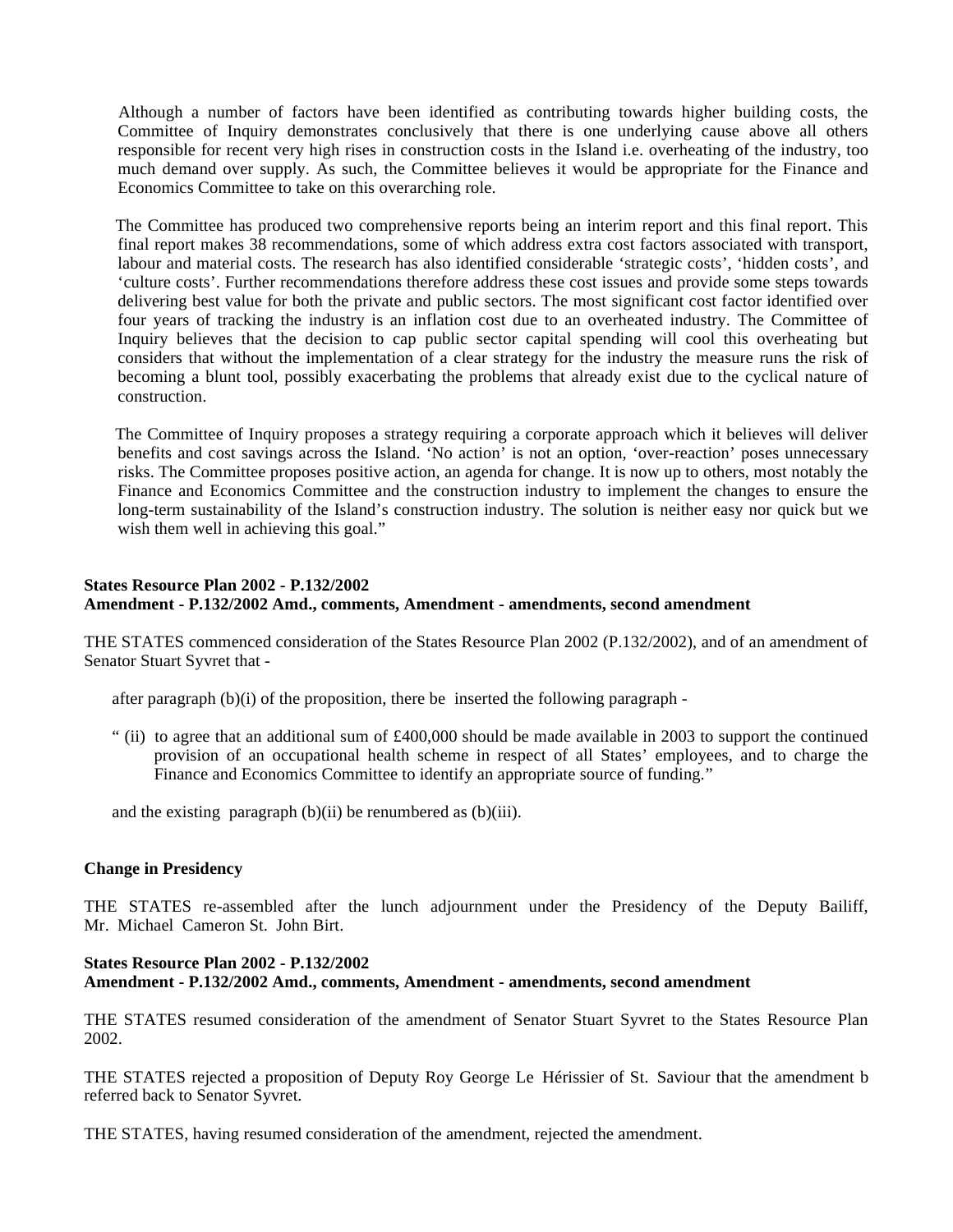Although a number of factors have been identified as contributing towards higher building costs, the Committee of Inquiry demonstrates conclusively that there is one underlying cause above all others responsible for recent very high rises in construction costs in the Island i.e. overheating of the industry, too much demand over supply. As such, the Committee believes it would be appropriate for the Finance and Economics Committee to take on this overarching role.

The Committee has produced two comprehensive reports being an interim report and this final report. This final report makes 38 recommendations, some of which address extra cost factors associated with transport, labour and material costs. The research has also identified considerable 'strategic costs', 'hidden costs', and 'culture costs'. Further recommendations therefore address these cost issues and provide some steps towards delivering best value for both the private and public sectors. The most significant cost factor identified over four years of tracking the industry is an inflation cost due to an overheated industry. The Committee of Inquiry believes that the decision to cap public sector capital spending will cool this overheating but considers that without the implementation of a clear strategy for the industry the measure runs the risk of becoming a blunt tool, possibly exacerbating the problems that already exist due to the cyclical nature of construction.

The Committee of Inquiry proposes a strategy requiring a corporate approach which it believes will deliver benefits and cost savings across the Island. 'No action' is not an option, 'over-reaction' poses unnecessary risks. The Committee proposes positive action, an agenda for change. It is now up to others, most notably the Finance and Economics Committee and the construction industry to implement the changes to ensure the long-term sustainability of the Island's construction industry. The solution is neither easy nor quick but we wish them well in achieving this goal."

**States Resource Plan 2002 - P.132/2002**
**Amendment - P.132/2002 Amd., comments, Amendment - amendments, second amendment**

THE STATES commenced consideration of the States Resource Plan 2002 (P.132/2002), and of an amendment of Senator Stuart Syvret that -

after paragraph (b)(i) of the proposition, there be inserted the following paragraph -

" (ii) to agree that an additional sum of £400,000 should be made available in 2003 to support the continued provision of an occupational health scheme in respect of all States' employees, and to charge the Finance and Economics Committee to identify an appropriate source of funding."

and the existing paragraph (b)(ii) be renumbered as (b)(iii).

**Change in Presidency**

THE STATES re-assembled after the lunch adjournment under the Presidency of the Deputy Bailiff, Mr. Michael Cameron St. John Birt.

**States Resource Plan 2002 - P.132/2002**
**Amendment - P.132/2002 Amd., comments, Amendment - amendments, second amendment**

THE STATES resumed consideration of the amendment of Senator Stuart Syvret to the States Resource Plan 2002.

THE STATES rejected a proposition of Deputy Roy George Le Hérissier of St. Saviour that the amendment b referred back to Senator Syvret.

THE STATES, having resumed consideration of the amendment, rejected the amendment.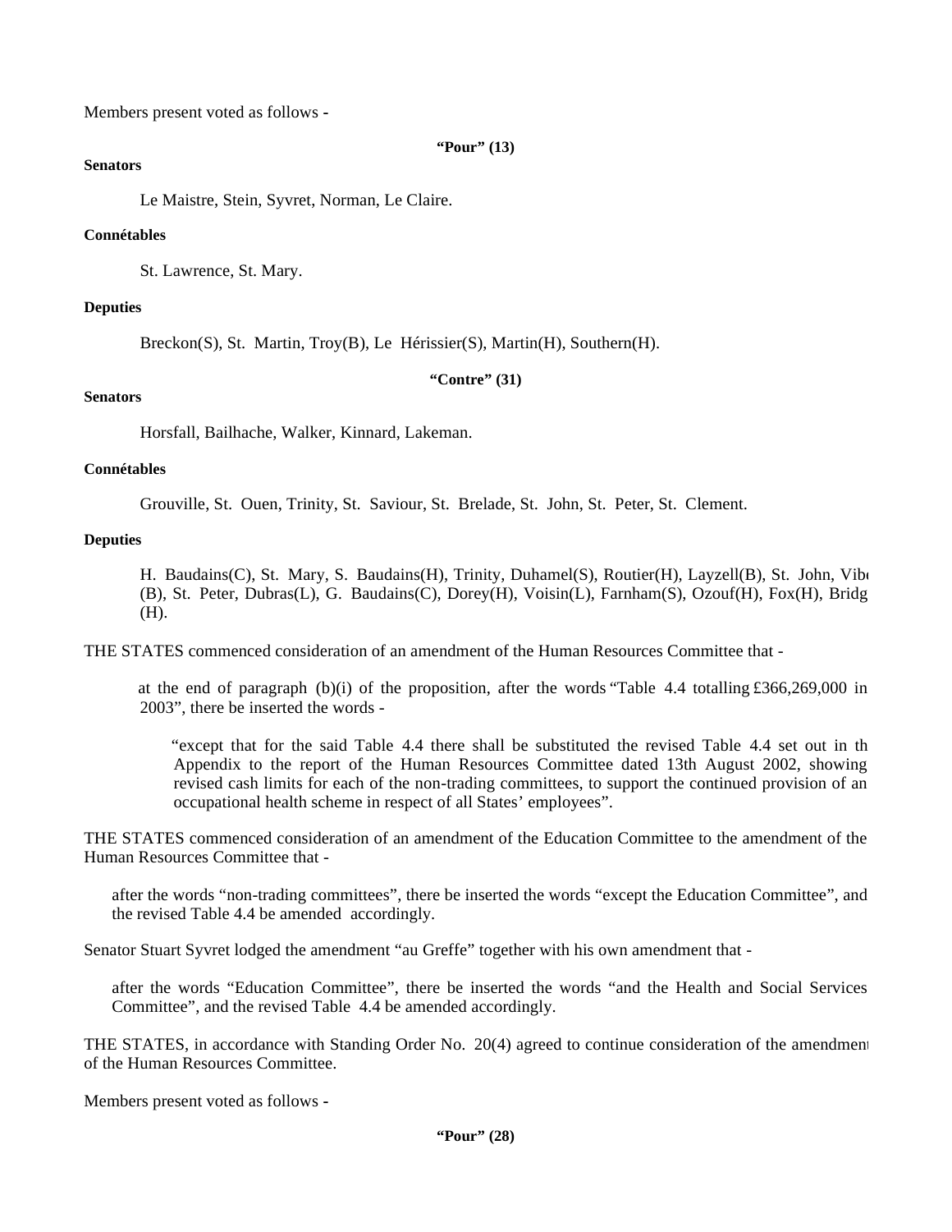Members present voted as follows -

**"Pour" (13)**

**Senators**

Le Maistre, Stein, Syvret, Norman, Le Claire.

**Connétables**

St. Lawrence, St. Mary.

**Deputies**

Breckon(S), St. Martin, Troy(B), Le Hérissier(S), Martin(H), Southern(H).

**"Contre" (31)**

**Senators**

Horsfall, Bailhache, Walker, Kinnard, Lakeman.

**Connétables**

Grouville, St. Ouen, Trinity, St. Saviour, St. Brelade, St. John, St. Peter, St. Clement.

**Deputies**

H. Baudains(C), St. Mary, S. Baudains(H), Trinity, Duhamel(S), Routier(H), Layzell(B), St. John, Vib (B), St. Peter, Dubras(L), G. Baudains(C), Dorey(H), Voisin(L), Farnham(S), Ozouf(H), Fox(H), Bridg (H).

THE STATES commenced consideration of an amendment of the Human Resources Committee that -

at the end of paragraph (b)(i) of the proposition, after the words "Table 4.4 totalling £366,269,000 in 2003", there be inserted the words -

"except that for the said Table 4.4 there shall be substituted the revised Table 4.4 set out in th Appendix to the report of the Human Resources Committee dated 13th August 2002, showing revised cash limits for each of the non-trading committees, to support the continued provision of an occupational health scheme in respect of all States' employees".

THE STATES commenced consideration of an amendment of the Education Committee to the amendment of the Human Resources Committee that -

after the words "non-trading committees", there be inserted the words "except the Education Committee", and the revised Table 4.4 be amended accordingly.

Senator Stuart Syvret lodged the amendment "au Greffe" together with his own amendment that -

after the words "Education Committee", there be inserted the words "and the Health and Social Services Committee", and the revised Table 4.4 be amended accordingly.

THE STATES, in accordance with Standing Order No. 20(4) agreed to continue consideration of the amendment of the Human Resources Committee.

Members present voted as follows -

**"Pour" (28)**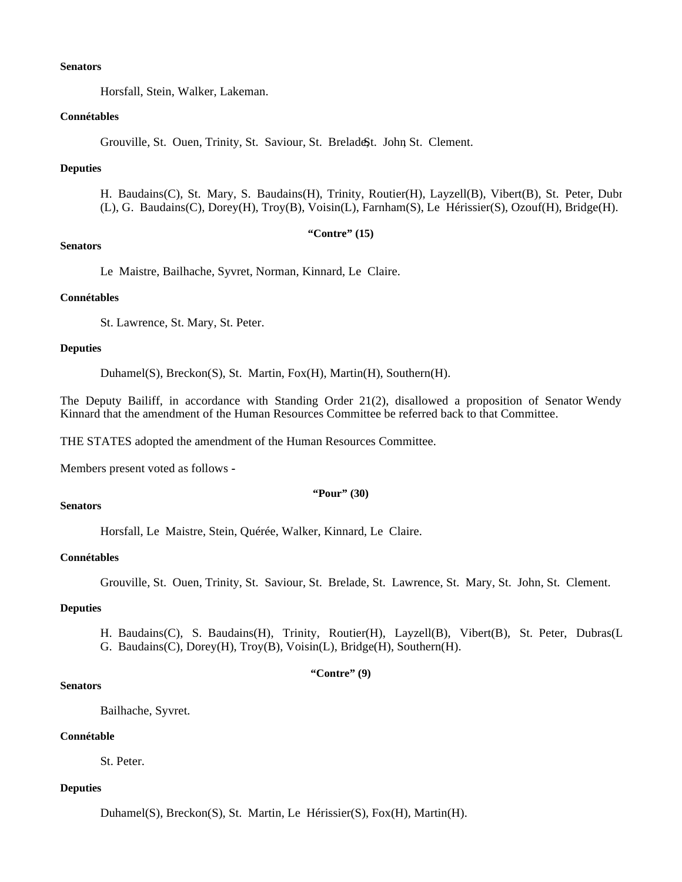**Senators**

Horsfall, Stein, Walker, Lakeman.

**Connétables**

Grouville, St. Ouen, Trinity, St. Saviour, St. Brelade, St. John, St. Clement.

**Deputies**

H. Baudains(C), St. Mary, S. Baudains(H), Trinity, Routier(H), Layzell(B), Vibert(B), St. Peter, Dubr (L), G. Baudains(C), Dorey(H), Troy(B), Voisin(L), Farnham(S), Le Hérissier(S), Ozouf(H), Bridge(H).

**"Contre" (15)**

**Senators**

Le Maistre, Bailhache, Syvret, Norman, Kinnard, Le Claire.

**Connétables**

St. Lawrence, St. Mary, St. Peter.

**Deputies**

Duhamel(S), Breckon(S), St. Martin, Fox(H), Martin(H), Southern(H).

The Deputy Bailiff, in accordance with Standing Order 21(2), disallowed a proposition of Senator Wendy Kinnard that the amendment of the Human Resources Committee be referred back to that Committee.

THE STATES adopted the amendment of the Human Resources Committee.

Members present voted as follows -

**"Pour" (30)**

**Senators**

Horsfall, Le Maistre, Stein, Quérée, Walker, Kinnard, Le Claire.

**Connétables**

Grouville, St. Ouen, Trinity, St. Saviour, St. Brelade, St. Lawrence, St. Mary, St. John, St. Clement.

**Deputies**

H. Baudains(C), S. Baudains(H), Trinity, Routier(H), Layzell(B), Vibert(B), St. Peter, Dubras(L G. Baudains(C), Dorey(H), Troy(B), Voisin(L), Bridge(H), Southern(H).

**"Contre" (9)**

**Senators**

Bailhache, Syvret.

**Connétable**

St. Peter.

**Deputies**

Duhamel(S), Breckon(S), St. Martin, Le Hérissier(S), Fox(H), Martin(H).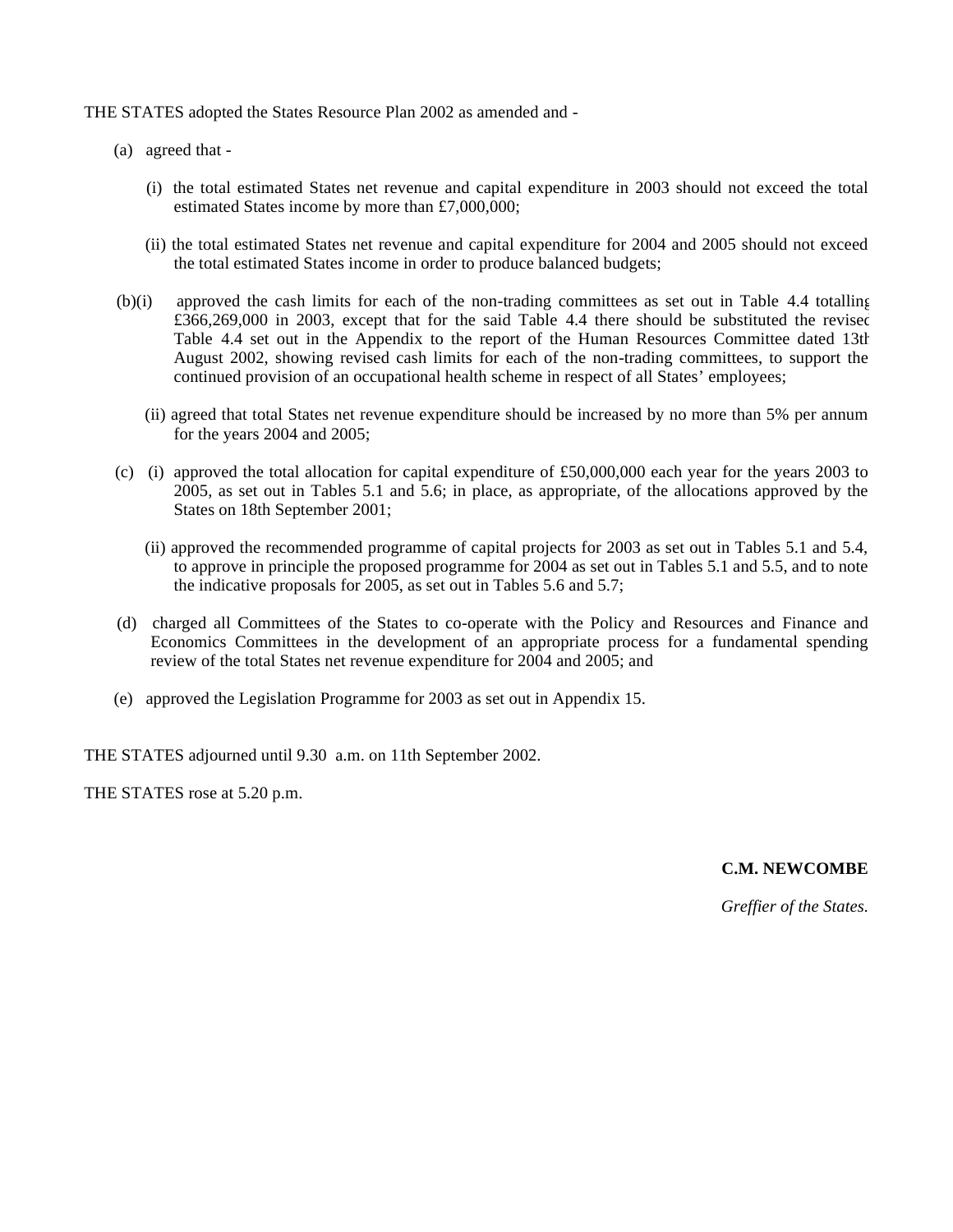THE STATES adopted the States Resource Plan 2002 as amended and -

(a) agreed that -

(i) the total estimated States net revenue and capital expenditure in 2003 should not exceed the total estimated States income by more than £7,000,000;

(ii) the total estimated States net revenue and capital expenditure for 2004 and 2005 should not exceed the total estimated States income in order to produce balanced budgets;

(b)(i) approved the cash limits for each of the non-trading committees as set out in Table 4.4 totalling £366,269,000 in 2003, except that for the said Table 4.4 there should be substituted the revised Table 4.4 set out in the Appendix to the report of the Human Resources Committee dated 13th August 2002, showing revised cash limits for each of the non-trading committees, to support the continued provision of an occupational health scheme in respect of all States' employees;

(ii) agreed that total States net revenue expenditure should be increased by no more than 5% per annum for the years 2004 and 2005;

(c) (i) approved the total allocation for capital expenditure of £50,000,000 each year for the years 2003 to 2005, as set out in Tables 5.1 and 5.6; in place, as appropriate, of the allocations approved by the States on 18th September 2001;

(ii) approved the recommended programme of capital projects for 2003 as set out in Tables 5.1 and 5.4, to approve in principle the proposed programme for 2004 as set out in Tables 5.1 and 5.5, and to note the indicative proposals for 2005, as set out in Tables 5.6 and 5.7;

(d) charged all Committees of the States to co-operate with the Policy and Resources and Finance and Economics Committees in the development of an appropriate process for a fundamental spending review of the total States net revenue expenditure for 2004 and 2005; and

(e) approved the Legislation Programme for 2003 as set out in Appendix 15.

THE STATES adjourned until 9.30 a.m. on 11th September 2002.

THE STATES rose at 5.20 p.m.

**C.M. NEWCOMBE**

*Greffier of the States.*